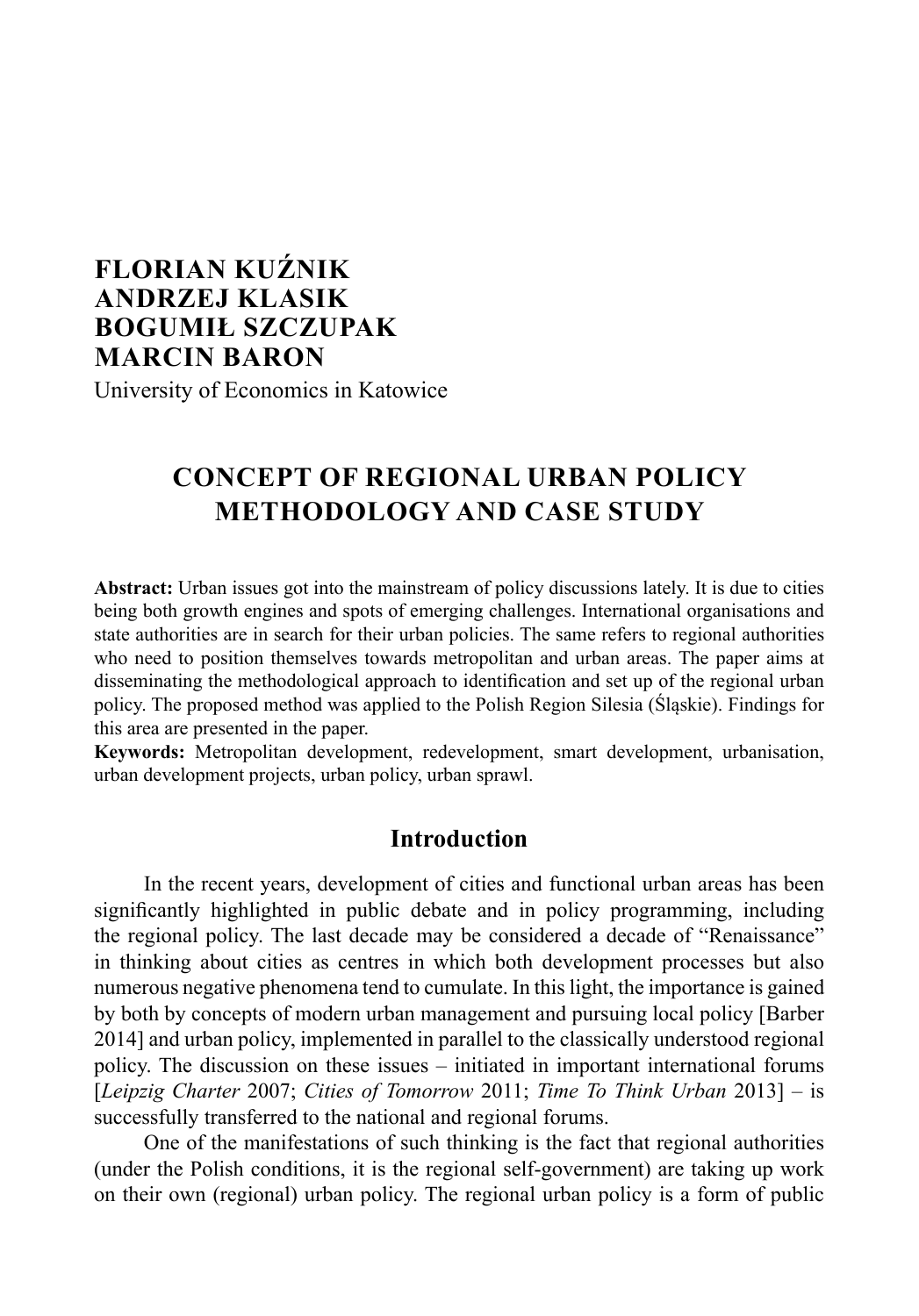**FLORIAN KUŹNIK**
**ANDRZEJ KLASIK**
**BOGUMIŁ SZCZUPAK**
**MARCIN BARON**

University of Economics in Katowice

# CONCEPT OF REGIONAL URBAN POLICY METHODOLOGY AND CASE STUDY

**Abstract:** Urban issues got into the mainstream of policy discussions lately. It is due to cities being both growth engines and spots of emerging challenges. International organisations and state authorities are in search for their urban policies. The same refers to regional authorities who need to position themselves towards metropolitan and urban areas. The paper aims at disseminating the methodological approach to identification and set up of the regional urban policy. The proposed method was applied to the Polish Region Silesia (Śląskie). Findings for this area are presented in the paper.

**Keywords:** Metropolitan development, redevelopment, smart development, urbanisation, urban development projects, urban policy, urban sprawl.

## Introduction

In the recent years, development of cities and functional urban areas has been significantly highlighted in public debate and in policy programming, including the regional policy. The last decade may be considered a decade of "Renaissance" in thinking about cities as centres in which both development processes but also numerous negative phenomena tend to cumulate. In this light, the importance is gained by both by concepts of modern urban management and pursuing local policy [Barber 2014] and urban policy, implemented in parallel to the classically understood regional policy. The discussion on these issues – initiated in important international forums [*Leipzig Charter* 2007; *Cities of Tomorrow* 2011; *Time To Think Urban* 2013] – is successfully transferred to the national and regional forums.

One of the manifestations of such thinking is the fact that regional authorities (under the Polish conditions, it is the regional self-government) are taking up work on their own (regional) urban policy. The regional urban policy is a form of public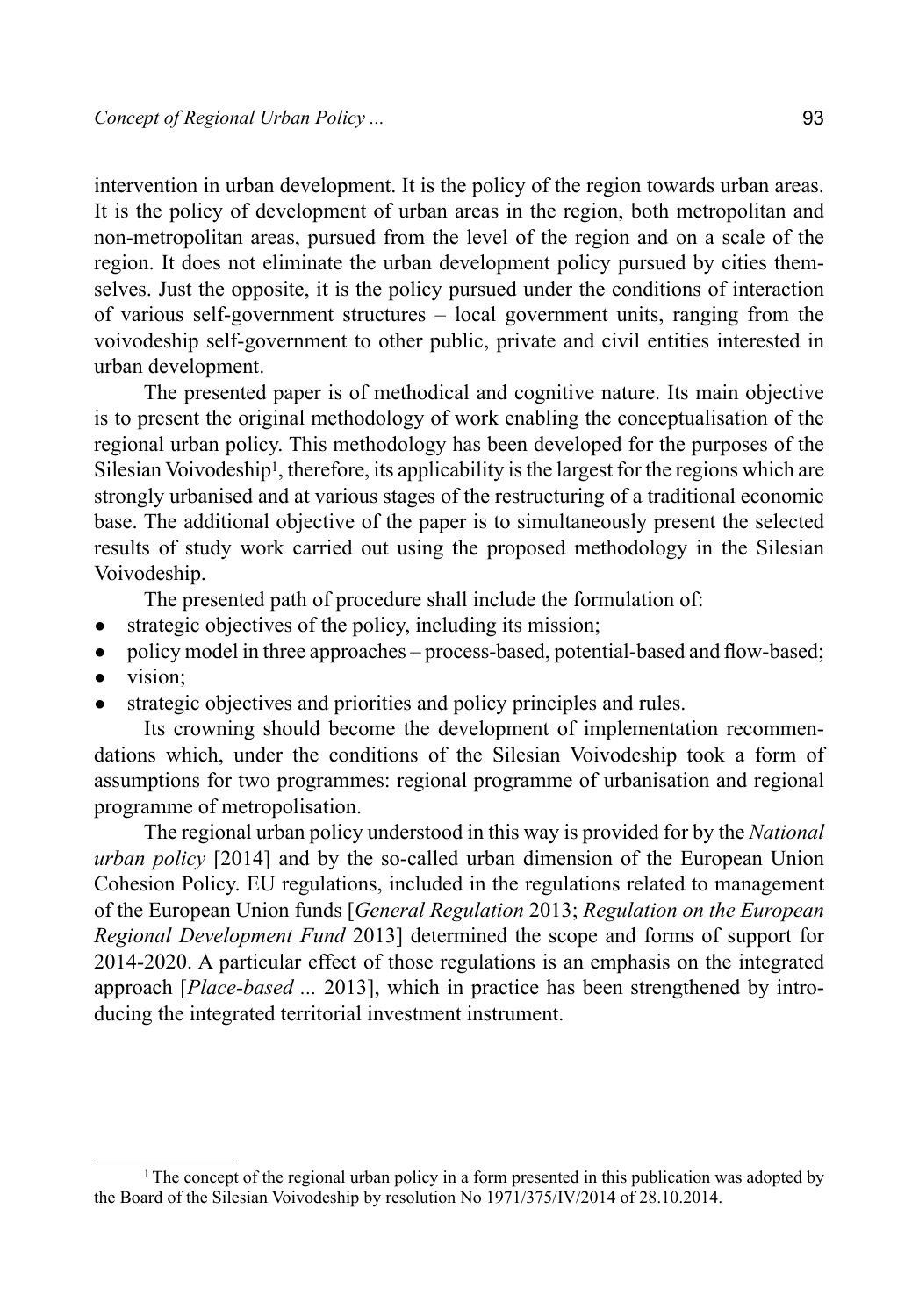intervention in urban development. It is the policy of the region towards urban areas. It is the policy of development of urban areas in the region, both metropolitan and non-metropolitan areas, pursued from the level of the region and on a scale of the region. It does not eliminate the urban development policy pursued by cities themselves. Just the opposite, it is the policy pursued under the conditions of interaction of various self-government structures – local government units, ranging from the voivodeship self-government to other public, private and civil entities interested in urban development.

The presented paper is of methodical and cognitive nature. Its main objective is to present the original methodology of work enabling the conceptualisation of the regional urban policy. This methodology has been developed for the purposes of the Silesian Voivodeship[1], therefore, its applicability is the largest for the regions which are strongly urbanised and at various stages of the restructuring of a traditional economic base. The additional objective of the paper is to simultaneously present the selected results of study work carried out using the proposed methodology in the Silesian Voivodeship.

The presented path of procedure shall include the formulation of:

- strategic objectives of the policy, including its mission;
- policy model in three approaches – process-based, potential-based and flow-based;
- vision;
- strategic objectives and priorities and policy principles and rules.

Its crowning should become the development of implementation recommendations which, under the conditions of the Silesian Voivodeship took a form of assumptions for two programmes: regional programme of urbanisation and regional programme of metropolisation.

The regional urban policy understood in this way is provided for by the *National urban policy* [2014] and by the so-called urban dimension of the European Union Cohesion Policy. EU regulations, included in the regulations related to management of the European Union funds [*General Regulation* 2013; *Regulation on the European Regional Development Fund* 2013] determined the scope and forms of support for 2014-2020. A particular effect of those regulations is an emphasis on the integrated approach [*Place-based ...* 2013], which in practice has been strengthened by introducing the integrated territorial investment instrument.

[1] The concept of the regional urban policy in a form presented in this publication was adopted by the Board of the Silesian Voivodeship by resolution No 1971/375/IV/2014 of 28.10.2014.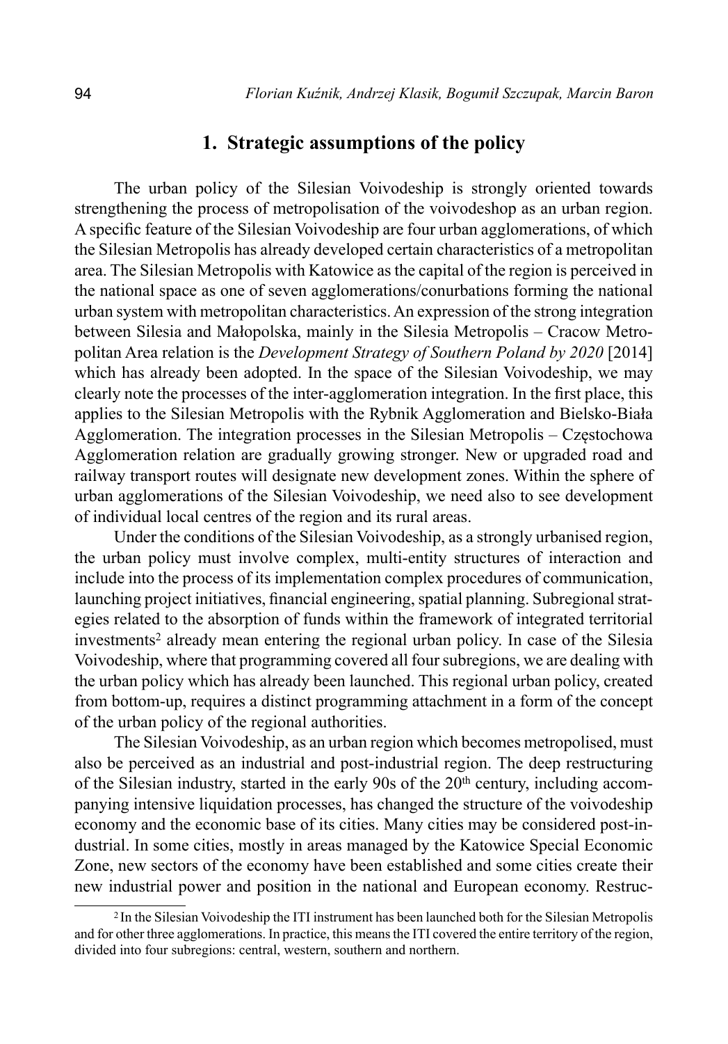## 1. Strategic assumptions of the policy

The urban policy of the Silesian Voivodeship is strongly oriented towards strengthening the process of metropolisation of the voivodeshop as an urban region. A specific feature of the Silesian Voivodeship are four urban agglomerations, of which the Silesian Metropolis has already developed certain characteristics of a metropolitan area. The Silesian Metropolis with Katowice as the capital of the region is perceived in the national space as one of seven agglomerations/conurbations forming the national urban system with metropolitan characteristics. An expression of the strong integration between Silesia and Małopolska, mainly in the Silesia Metropolis – Cracow Metropolitan Area relation is the *Development Strategy of Southern Poland by 2020* [2014] which has already been adopted. In the space of the Silesian Voivodeship, we may clearly note the processes of the inter-agglomeration integration. In the first place, this applies to the Silesian Metropolis with the Rybnik Agglomeration and Bielsko-Biała Agglomeration. The integration processes in the Silesian Metropolis – Częstochowa Agglomeration relation are gradually growing stronger. New or upgraded road and railway transport routes will designate new development zones. Within the sphere of urban agglomerations of the Silesian Voivodeship, we need also to see development of individual local centres of the region and its rural areas.

Under the conditions of the Silesian Voivodeship, as a strongly urbanised region, the urban policy must involve complex, multi-entity structures of interaction and include into the process of its implementation complex procedures of communication, launching project initiatives, financial engineering, spatial planning. Subregional strategies related to the absorption of funds within the framework of integrated territorial investments[2] already mean entering the regional urban policy. In case of the Silesia Voivodeship, where that programming covered all four subregions, we are dealing with the urban policy which has already been launched. This regional urban policy, created from bottom-up, requires a distinct programming attachment in a form of the concept of the urban policy of the regional authorities.

The Silesian Voivodeship, as an urban region which becomes metropolised, must also be perceived as an industrial and post-industrial region. The deep restructuring of the Silesian industry, started in the early 90s of the 20th century, including accompanying intensive liquidation processes, has changed the structure of the voivodeship economy and the economic base of its cities. Many cities may be considered post-industrial. In some cities, mostly in areas managed by the Katowice Special Economic Zone, new sectors of the economy have been established and some cities create their new industrial power and position in the national and European economy. Restruc-

[2] In the Silesian Voivodeship the ITI instrument has been launched both for the Silesian Metropolis and for other three agglomerations. In practice, this means the ITI covered the entire territory of the region, divided into four subregions: central, western, southern and northern.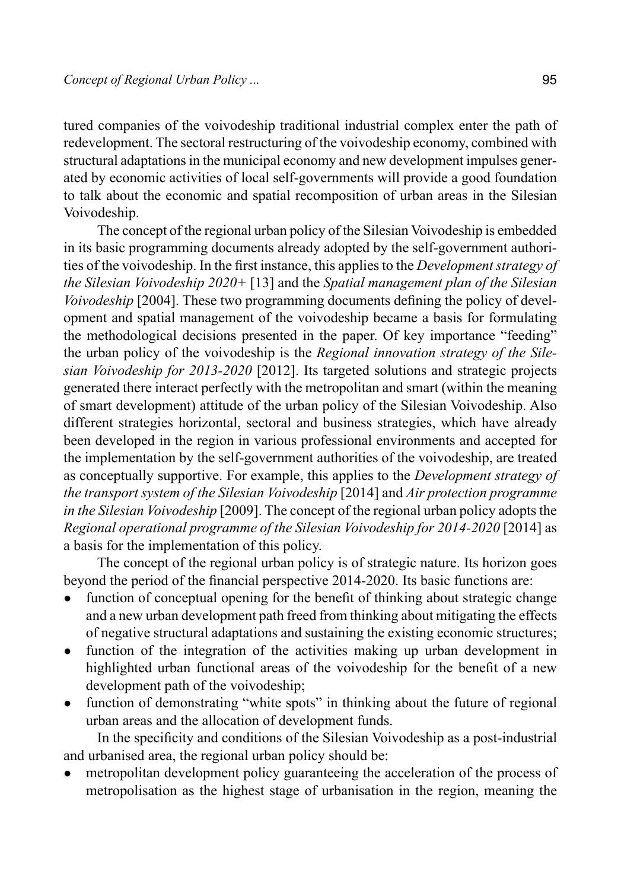tured companies of the voivodeship traditional industrial complex enter the path of redevelopment. The sectoral restructuring of the voivodeship economy, combined with structural adaptations in the municipal economy and new development impulses generated by economic activities of local self-governments will provide a good foundation to talk about the economic and spatial recomposition of urban areas in the Silesian Voivodeship.

The concept of the regional urban policy of the Silesian Voivodeship is embedded in its basic programming documents already adopted by the self-government authorities of the voivodeship. In the first instance, this applies to the *Development strategy of the Silesian Voivodeship 2020+* [13] and the *Spatial management plan of the Silesian Voivodeship* [2004]. These two programming documents defining the policy of development and spatial management of the voivodeship became a basis for formulating the methodological decisions presented in the paper. Of key importance "feeding" the urban policy of the voivodeship is the *Regional innovation strategy of the Silesian Voivodeship for 2013-2020* [2012]. Its targeted solutions and strategic projects generated there interact perfectly with the metropolitan and smart (within the meaning of smart development) attitude of the urban policy of the Silesian Voivodeship. Also different strategies horizontal, sectoral and business strategies, which have already been developed in the region in various professional environments and accepted for the implementation by the self-government authorities of the voivodeship, are treated as conceptually supportive. For example, this applies to the *Development strategy of the transport system of the Silesian Voivodeship* [2014] and *Air protection programme in the Silesian Voivodeship* [2009]. The concept of the regional urban policy adopts the *Regional operational programme of the Silesian Voivodeship for 2014-2020* [2014] as a basis for the implementation of this policy.

The concept of the regional urban policy is of strategic nature. Its horizon goes beyond the period of the financial perspective 2014-2020. Its basic functions are:

- function of conceptual opening for the benefit of thinking about strategic change and a new urban development path freed from thinking about mitigating the effects of negative structural adaptations and sustaining the existing economic structures;
- function of the integration of the activities making up urban development in highlighted urban functional areas of the voivodeship for the benefit of a new development path of the voivodeship;
- function of demonstrating "white spots" in thinking about the future of regional urban areas and the allocation of development funds.

In the specificity and conditions of the Silesian Voivodeship as a post-industrial and urbanised area, the regional urban policy should be:

- metropolitan development policy guaranteeing the acceleration of the process of metropolisation as the highest stage of urbanisation in the region, meaning the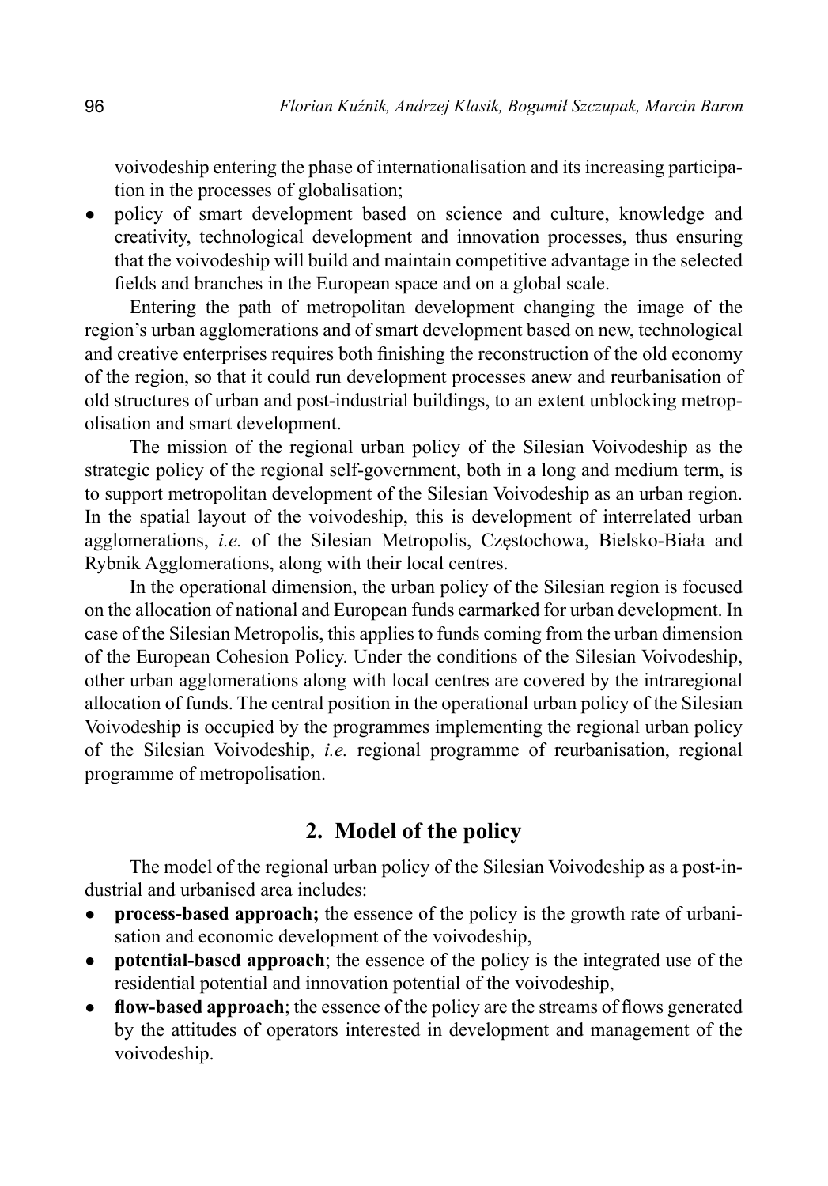voivodeship entering the phase of internationalisation and its increasing participation in the processes of globalisation;

- policy of smart development based on science and culture, knowledge and creativity, technological development and innovation processes, thus ensuring that the voivodeship will build and maintain competitive advantage in the selected fields and branches in the European space and on a global scale.

Entering the path of metropolitan development changing the image of the region's urban agglomerations and of smart development based on new, technological and creative enterprises requires both finishing the reconstruction of the old economy of the region, so that it could run development processes anew and reurbanisation of old structures of urban and post-industrial buildings, to an extent unblocking metropolisation and smart development.

The mission of the regional urban policy of the Silesian Voivodeship as the strategic policy of the regional self-government, both in a long and medium term, is to support metropolitan development of the Silesian Voivodeship as an urban region. In the spatial layout of the voivodeship, this is development of interrelated urban agglomerations, *i.e.* of the Silesian Metropolis, Częstochowa, Bielsko-Biała and Rybnik Agglomerations, along with their local centres.

In the operational dimension, the urban policy of the Silesian region is focused on the allocation of national and European funds earmarked for urban development. In case of the Silesian Metropolis, this applies to funds coming from the urban dimension of the European Cohesion Policy. Under the conditions of the Silesian Voivodeship, other urban agglomerations along with local centres are covered by the intraregional allocation of funds. The central position in the operational urban policy of the Silesian Voivodeship is occupied by the programmes implementing the regional urban policy of the Silesian Voivodeship, *i.e.* regional programme of reurbanisation, regional programme of metropolisation.

## 2. Model of the policy

The model of the regional urban policy of the Silesian Voivodeship as a post-industrial and urbanised area includes:

- **process-based approach;** the essence of the policy is the growth rate of urbanisation and economic development of the voivodeship,
- **potential-based approach**; the essence of the policy is the integrated use of the residential potential and innovation potential of the voivodeship,
- **flow-based approach**; the essence of the policy are the streams of flows generated by the attitudes of operators interested in development and management of the voivodeship.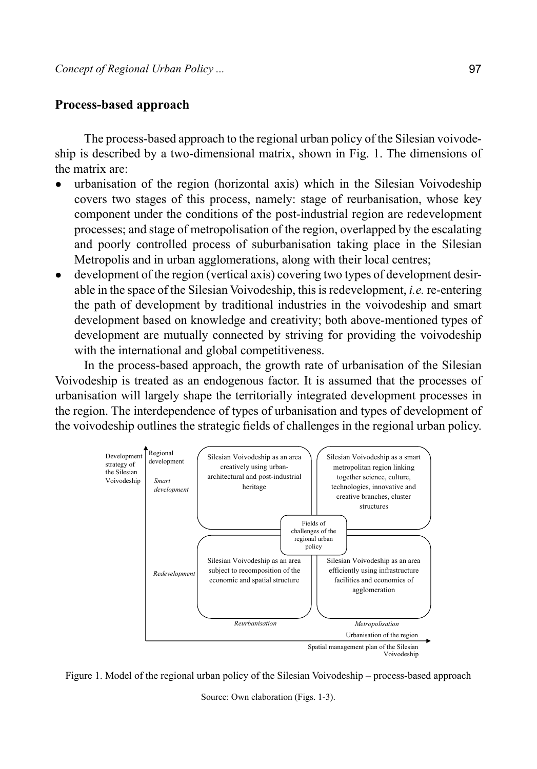## Process-based approach

The process-based approach to the regional urban policy of the Silesian voivodeship is described by a two-dimensional matrix, shown in Fig. 1. The dimensions of the matrix are:

- urbanisation of the region (horizontal axis) which in the Silesian Voivodeship covers two stages of this process, namely: stage of reurbanisation, whose key component under the conditions of the post-industrial region are redevelopment processes; and stage of metropolisation of the region, overlapped by the escalating and poorly controlled process of suburbanisation taking place in the Silesian Metropolis and in urban agglomerations, along with their local centres;
- development of the region (vertical axis) covering two types of development desirable in the space of the Silesian Voivodeship, this is redevelopment, *i.e.* re-entering the path of development by traditional industries in the voivodeship and smart development based on knowledge and creativity; both above-mentioned types of development are mutually connected by striving for providing the voivodeship with the international and global competitiveness.

In the process-based approach, the growth rate of urbanisation of the Silesian Voivodeship is treated as an endogenous factor. It is assumed that the processes of urbanisation will largely shape the territorially integrated development processes in the region. The interdependence of types of urbanisation and types of development of the voivodeship outlines the strategic fields of challenges in the regional urban policy.

| Development strategy of the Silesian Voivodeship / Regional development | Reurbanisation | Metropolisation |
| --- | --- | --- |
| *Smart development* | Silesian Voivodeship as an area creatively using urban-architectural and post-industrial heritage | Silesian Voivodeship as a smart metropolitan region linking together science, culture, technologies, innovative and creative branches, cluster structures |
| *Redevelopment* | Silesian Voivodeship as an area subject to recomposition of the economic and spatial structure | Silesian Voivodeship as an area efficiently using infrastructure facilities and economies of agglomeration |

Centre: Fields of challenges of the regional urban policy

Horizontal axis: Urbanisation of the region — Spatial management plan of the Silesian Voivodeship

Figure 1. Model of the regional urban policy of the Silesian Voivodeship – process-based approach

Source: Own elaboration (Figs. 1-3).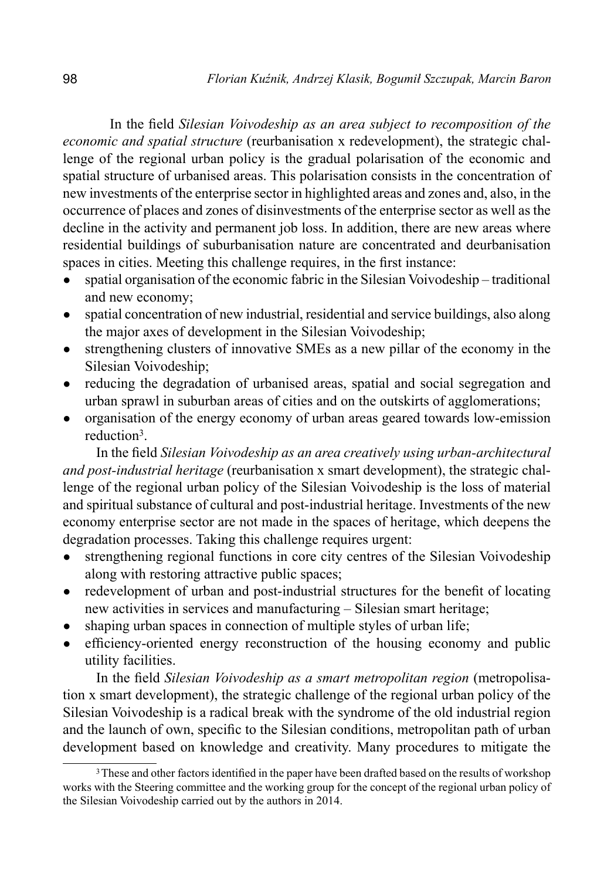In the field *Silesian Voivodeship as an area subject to recomposition of the economic and spatial structure* (reurbanisation x redevelopment), the strategic challenge of the regional urban policy is the gradual polarisation of the economic and spatial structure of urbanised areas. This polarisation consists in the concentration of new investments of the enterprise sector in highlighted areas and zones and, also, in the occurrence of places and zones of disinvestments of the enterprise sector as well as the decline in the activity and permanent job loss. In addition, there are new areas where residential buildings of suburbanisation nature are concentrated and deurbanisation spaces in cities. Meeting this challenge requires, in the first instance:

- spatial organisation of the economic fabric in the Silesian Voivodeship – traditional and new economy;
- spatial concentration of new industrial, residential and service buildings, also along the major axes of development in the Silesian Voivodeship;
- strengthening clusters of innovative SMEs as a new pillar of the economy in the Silesian Voivodeship;
- reducing the degradation of urbanised areas, spatial and social segregation and urban sprawl in suburban areas of cities and on the outskirts of agglomerations;
- organisation of the energy economy of urban areas geared towards low-emission reduction[3].

In the field *Silesian Voivodeship as an area creatively using urban-architectural and post-industrial heritage* (reurbanisation x smart development), the strategic challenge of the regional urban policy of the Silesian Voivodeship is the loss of material and spiritual substance of cultural and post-industrial heritage. Investments of the new economy enterprise sector are not made in the spaces of heritage, which deepens the degradation processes. Taking this challenge requires urgent:

- strengthening regional functions in core city centres of the Silesian Voivodeship along with restoring attractive public spaces;
- redevelopment of urban and post-industrial structures for the benefit of locating new activities in services and manufacturing – Silesian smart heritage;
- shaping urban spaces in connection of multiple styles of urban life;
- efficiency-oriented energy reconstruction of the housing economy and public utility facilities.

In the field *Silesian Voivodeship as a smart metropolitan region* (metropolisation x smart development), the strategic challenge of the regional urban policy of the Silesian Voivodeship is a radical break with the syndrome of the old industrial region and the launch of own, specific to the Silesian conditions, metropolitan path of urban development based on knowledge and creativity. Many procedures to mitigate the

[3] These and other factors identified in the paper have been drafted based on the results of workshop works with the Steering committee and the working group for the concept of the regional urban policy of the Silesian Voivodeship carried out by the authors in 2014.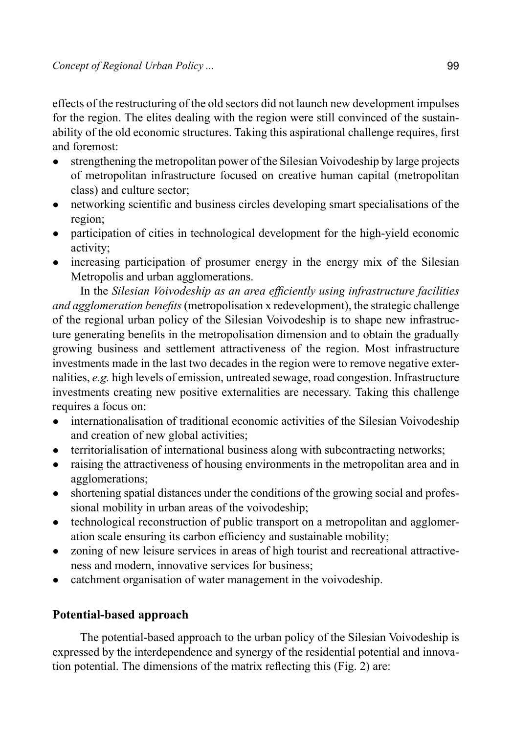effects of the restructuring of the old sectors did not launch new development impulses for the region. The elites dealing with the region were still convinced of the sustainability of the old economic structures. Taking this aspirational challenge requires, first and foremost:

- strengthening the metropolitan power of the Silesian Voivodeship by large projects of metropolitan infrastructure focused on creative human capital (metropolitan class) and culture sector;
- networking scientific and business circles developing smart specialisations of the region;
- participation of cities in technological development for the high-yield economic activity;
- increasing participation of prosumer energy in the energy mix of the Silesian Metropolis and urban agglomerations.

In the *Silesian Voivodeship as an area efficiently using infrastructure facilities and agglomeration benefits* (metropolisation x redevelopment), the strategic challenge of the regional urban policy of the Silesian Voivodeship is to shape new infrastructure generating benefits in the metropolisation dimension and to obtain the gradually growing business and settlement attractiveness of the region. Most infrastructure investments made in the last two decades in the region were to remove negative externalities, *e.g.* high levels of emission, untreated sewage, road congestion. Infrastructure investments creating new positive externalities are necessary. Taking this challenge requires a focus on:

- internationalisation of traditional economic activities of the Silesian Voivodeship and creation of new global activities;
- territorialisation of international business along with subcontracting networks;
- raising the attractiveness of housing environments in the metropolitan area and in agglomerations;
- shortening spatial distances under the conditions of the growing social and professional mobility in urban areas of the voivodeship;
- technological reconstruction of public transport on a metropolitan and agglomeration scale ensuring its carbon efficiency and sustainable mobility;
- zoning of new leisure services in areas of high tourist and recreational attractiveness and modern, innovative services for business;
- catchment organisation of water management in the voivodeship.

## Potential-based approach

The potential-based approach to the urban policy of the Silesian Voivodeship is expressed by the interdependence and synergy of the residential potential and innovation potential. The dimensions of the matrix reflecting this (Fig. 2) are: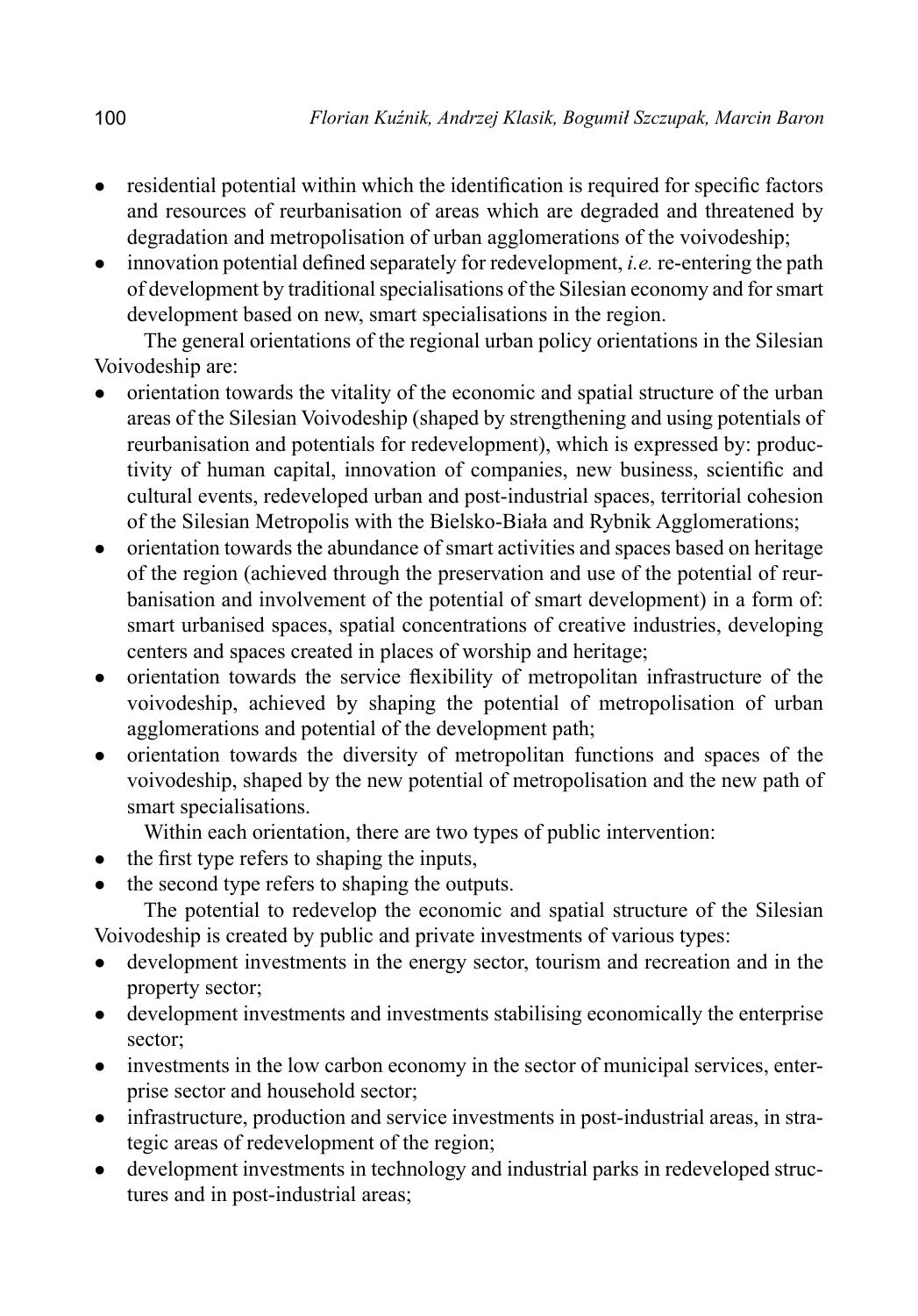- residential potential within which the identification is required for specific factors and resources of reurbanisation of areas which are degraded and threatened by degradation and metropolisation of urban agglomerations of the voivodeship;
- innovation potential defined separately for redevelopment, *i.e.* re-entering the path of development by traditional specialisations of the Silesian economy and for smart development based on new, smart specialisations in the region.

The general orientations of the regional urban policy orientations in the Silesian Voivodeship are:

- orientation towards the vitality of the economic and spatial structure of the urban areas of the Silesian Voivodeship (shaped by strengthening and using potentials of reurbanisation and potentials for redevelopment), which is expressed by: productivity of human capital, innovation of companies, new business, scientific and cultural events, redeveloped urban and post-industrial spaces, territorial cohesion of the Silesian Metropolis with the Bielsko-Biała and Rybnik Agglomerations;
- orientation towards the abundance of smart activities and spaces based on heritage of the region (achieved through the preservation and use of the potential of reurbanisation and involvement of the potential of smart development) in a form of: smart urbanised spaces, spatial concentrations of creative industries, developing centers and spaces created in places of worship and heritage;
- orientation towards the service flexibility of metropolitan infrastructure of the voivodeship, achieved by shaping the potential of metropolisation of urban agglomerations and potential of the development path;
- orientation towards the diversity of metropolitan functions and spaces of the voivodeship, shaped by the new potential of metropolisation and the new path of smart specialisations.

Within each orientation, there are two types of public intervention:

- the first type refers to shaping the inputs,
- the second type refers to shaping the outputs.

The potential to redevelop the economic and spatial structure of the Silesian Voivodeship is created by public and private investments of various types:

- development investments in the energy sector, tourism and recreation and in the property sector;
- development investments and investments stabilising economically the enterprise sector;
- investments in the low carbon economy in the sector of municipal services, enterprise sector and household sector;
- infrastructure, production and service investments in post-industrial areas, in strategic areas of redevelopment of the region;
- development investments in technology and industrial parks in redeveloped structures and in post-industrial areas;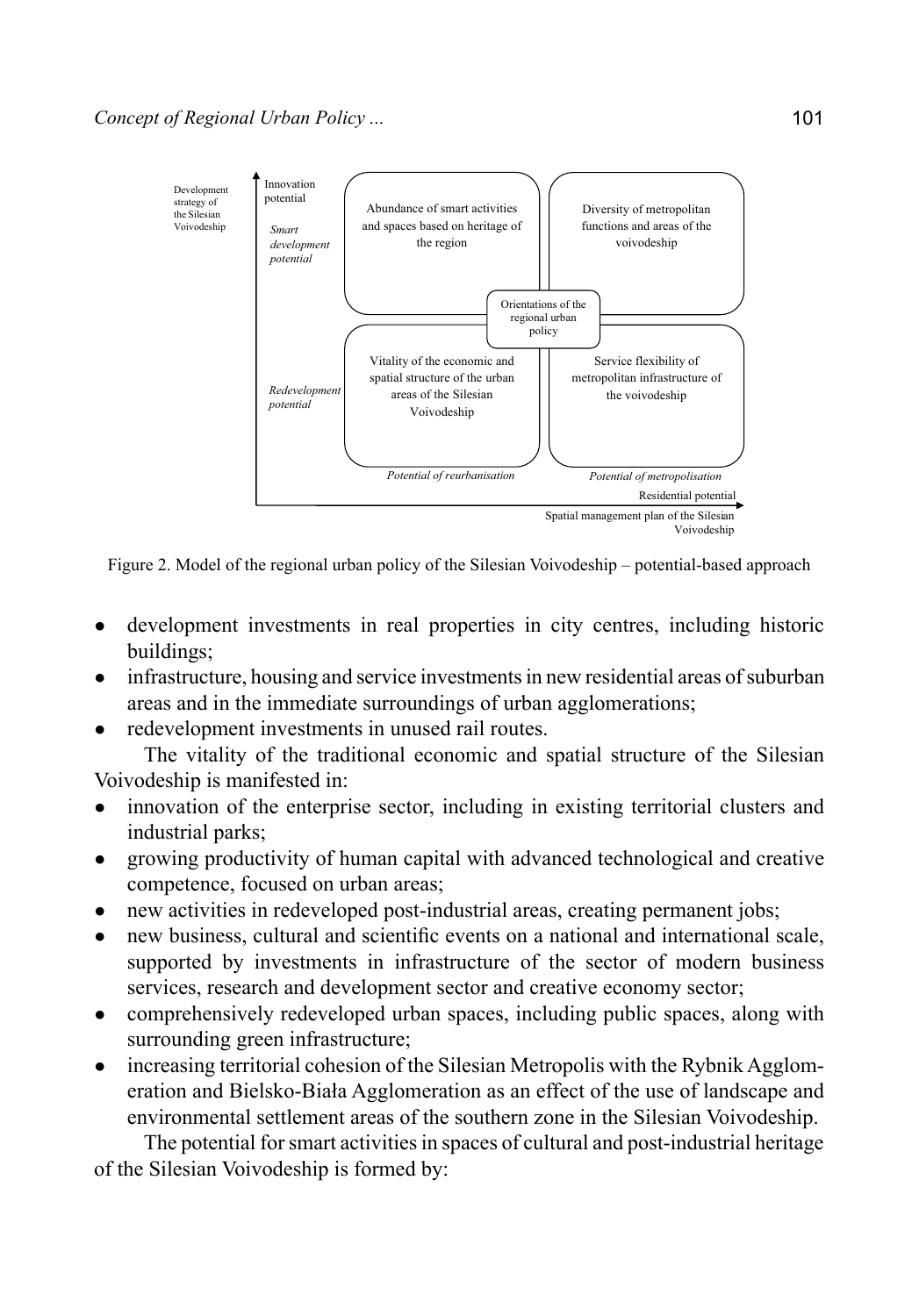Development strategy of the Silesian Voivodeship

Innovation potential

*Smart development potential*

| | *Potential of reurbanisation* | *Potential of metropolisation* |
|---|---|---|
| *Smart development potential* | Abundance of smart activities and spaces based on heritage of the region | Diversity of metropolitan functions and areas of the voivodeship |
| *Redevelopment potential* | Vitality of the economic and spatial structure of the urban areas of the Silesian Voivodeship | Service flexibility of metropolitan infrastructure of the voivodeship |

Orientations of the regional urban policy

Residential potential

Spatial management plan of the Silesian Voivodeship

Figure 2. Model of the regional urban policy of the Silesian Voivodeship – potential-based approach

- development investments in real properties in city centres, including historic buildings;
- infrastructure, housing and service investments in new residential areas of suburban areas and in the immediate surroundings of urban agglomerations;
- redevelopment investments in unused rail routes.

The vitality of the traditional economic and spatial structure of the Silesian Voivodeship is manifested in:

- innovation of the enterprise sector, including in existing territorial clusters and industrial parks;
- growing productivity of human capital with advanced technological and creative competence, focused on urban areas;
- new activities in redeveloped post-industrial areas, creating permanent jobs;
- new business, cultural and scientific events on a national and international scale, supported by investments in infrastructure of the sector of modern business services, research and development sector and creative economy sector;
- comprehensively redeveloped urban spaces, including public spaces, along with surrounding green infrastructure;
- increasing territorial cohesion of the Silesian Metropolis with the Rybnik Agglomeration and Bielsko-Biała Agglomeration as an effect of the use of landscape and environmental settlement areas of the southern zone in the Silesian Voivodeship.

The potential for smart activities in spaces of cultural and post-industrial heritage of the Silesian Voivodeship is formed by: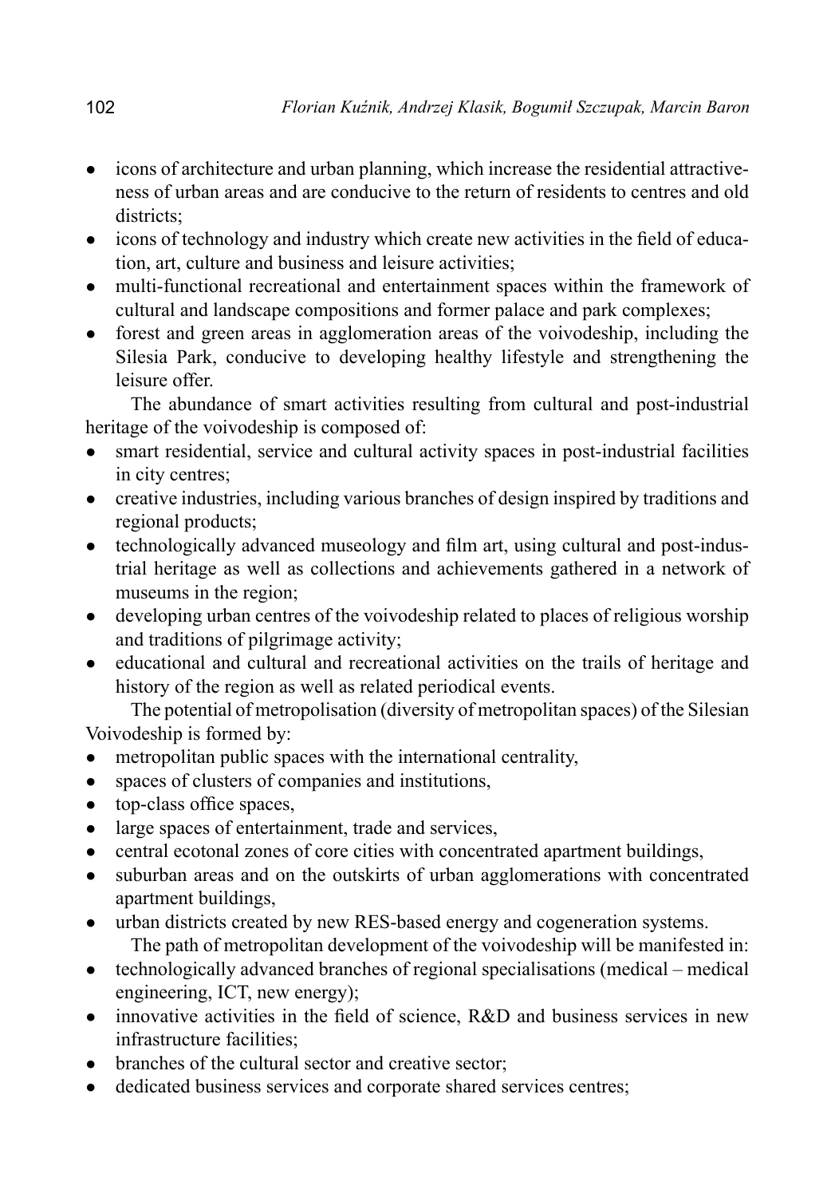- icons of architecture and urban planning, which increase the residential attractiveness of urban areas and are conducive to the return of residents to centres and old districts;
- icons of technology and industry which create new activities in the field of education, art, culture and business and leisure activities;
- multi-functional recreational and entertainment spaces within the framework of cultural and landscape compositions and former palace and park complexes;
- forest and green areas in agglomeration areas of the voivodeship, including the Silesia Park, conducive to developing healthy lifestyle and strengthening the leisure offer.

The abundance of smart activities resulting from cultural and post-industrial heritage of the voivodeship is composed of:

- smart residential, service and cultural activity spaces in post-industrial facilities in city centres;
- creative industries, including various branches of design inspired by traditions and regional products;
- technologically advanced museology and film art, using cultural and post-industrial heritage as well as collections and achievements gathered in a network of museums in the region;
- developing urban centres of the voivodeship related to places of religious worship and traditions of pilgrimage activity;
- educational and cultural and recreational activities on the trails of heritage and history of the region as well as related periodical events.

The potential of metropolisation (diversity of metropolitan spaces) of the Silesian Voivodeship is formed by:

- metropolitan public spaces with the international centrality,
- spaces of clusters of companies and institutions,
- top-class office spaces,
- large spaces of entertainment, trade and services,
- central ecotonal zones of core cities with concentrated apartment buildings,
- suburban areas and on the outskirts of urban agglomerations with concentrated apartment buildings,
- urban districts created by new RES-based energy and cogeneration systems.

The path of metropolitan development of the voivodeship will be manifested in:

- technologically advanced branches of regional specialisations (medical – medical engineering, ICT, new energy);
- innovative activities in the field of science, R&D and business services in new infrastructure facilities;
- branches of the cultural sector and creative sector;
- dedicated business services and corporate shared services centres;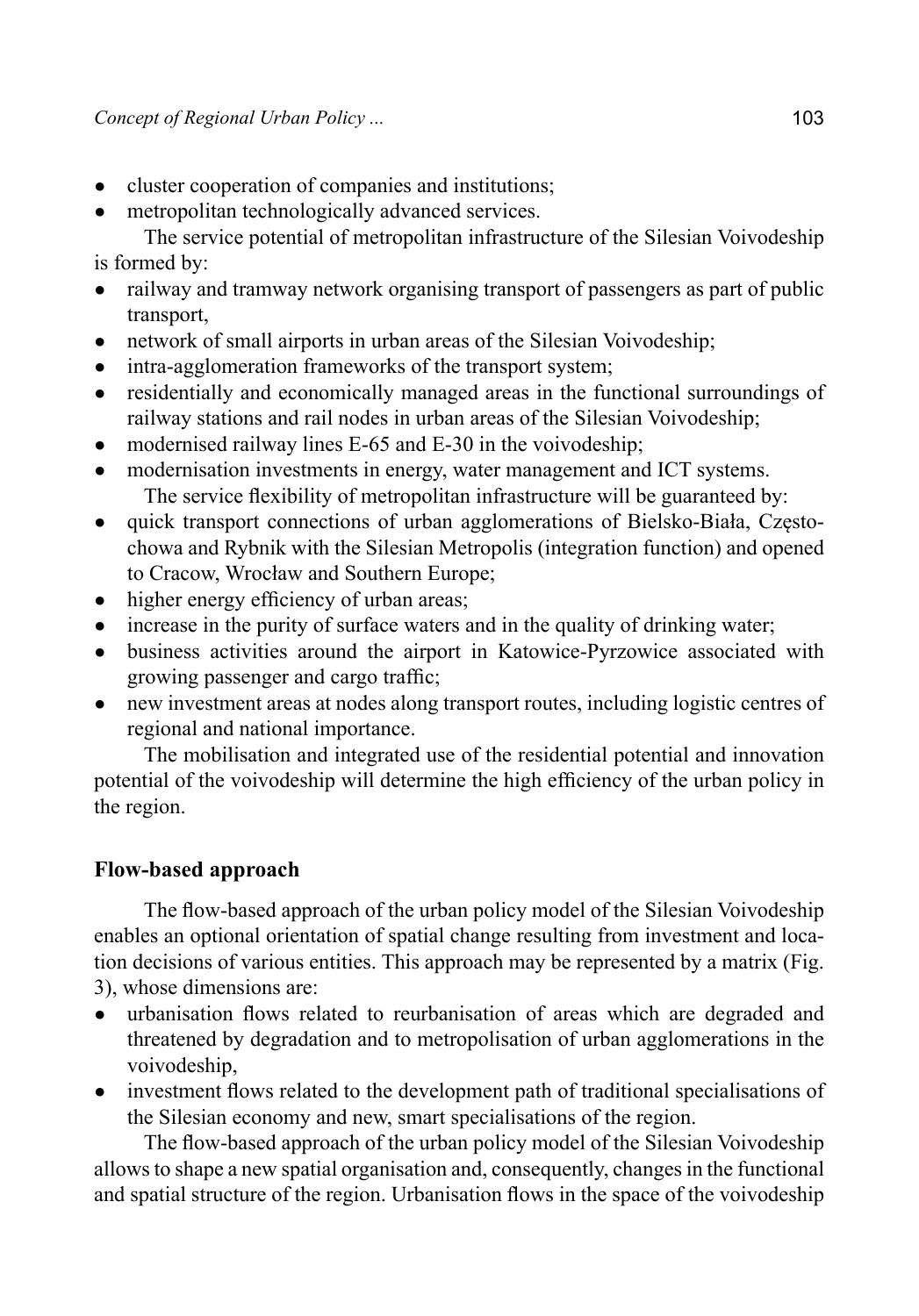- cluster cooperation of companies and institutions;
- metropolitan technologically advanced services.

The service potential of metropolitan infrastructure of the Silesian Voivodeship is formed by:

- railway and tramway network organising transport of passengers as part of public transport,
- network of small airports in urban areas of the Silesian Voivodeship;
- intra-agglomeration frameworks of the transport system;
- residentially and economically managed areas in the functional surroundings of railway stations and rail nodes in urban areas of the Silesian Voivodeship;
- modernised railway lines E-65 and E-30 in the voivodeship;
- modernisation investments in energy, water management and ICT systems.

The service flexibility of metropolitan infrastructure will be guaranteed by:

- quick transport connections of urban agglomerations of Bielsko-Biała, Częstochowa and Rybnik with the Silesian Metropolis (integration function) and opened to Cracow, Wrocław and Southern Europe;
- higher energy efficiency of urban areas;
- increase in the purity of surface waters and in the quality of drinking water;
- business activities around the airport in Katowice-Pyrzowice associated with growing passenger and cargo traffic;
- new investment areas at nodes along transport routes, including logistic centres of regional and national importance.

The mobilisation and integrated use of the residential potential and innovation potential of the voivodeship will determine the high efficiency of the urban policy in the region.

## Flow-based approach

The flow-based approach of the urban policy model of the Silesian Voivodeship enables an optional orientation of spatial change resulting from investment and location decisions of various entities. This approach may be represented by a matrix (Fig. 3), whose dimensions are:

- urbanisation flows related to reurbanisation of areas which are degraded and threatened by degradation and to metropolisation of urban agglomerations in the voivodeship,
- investment flows related to the development path of traditional specialisations of the Silesian economy and new, smart specialisations of the region.

The flow-based approach of the urban policy model of the Silesian Voivodeship allows to shape a new spatial organisation and, consequently, changes in the functional and spatial structure of the region. Urbanisation flows in the space of the voivodeship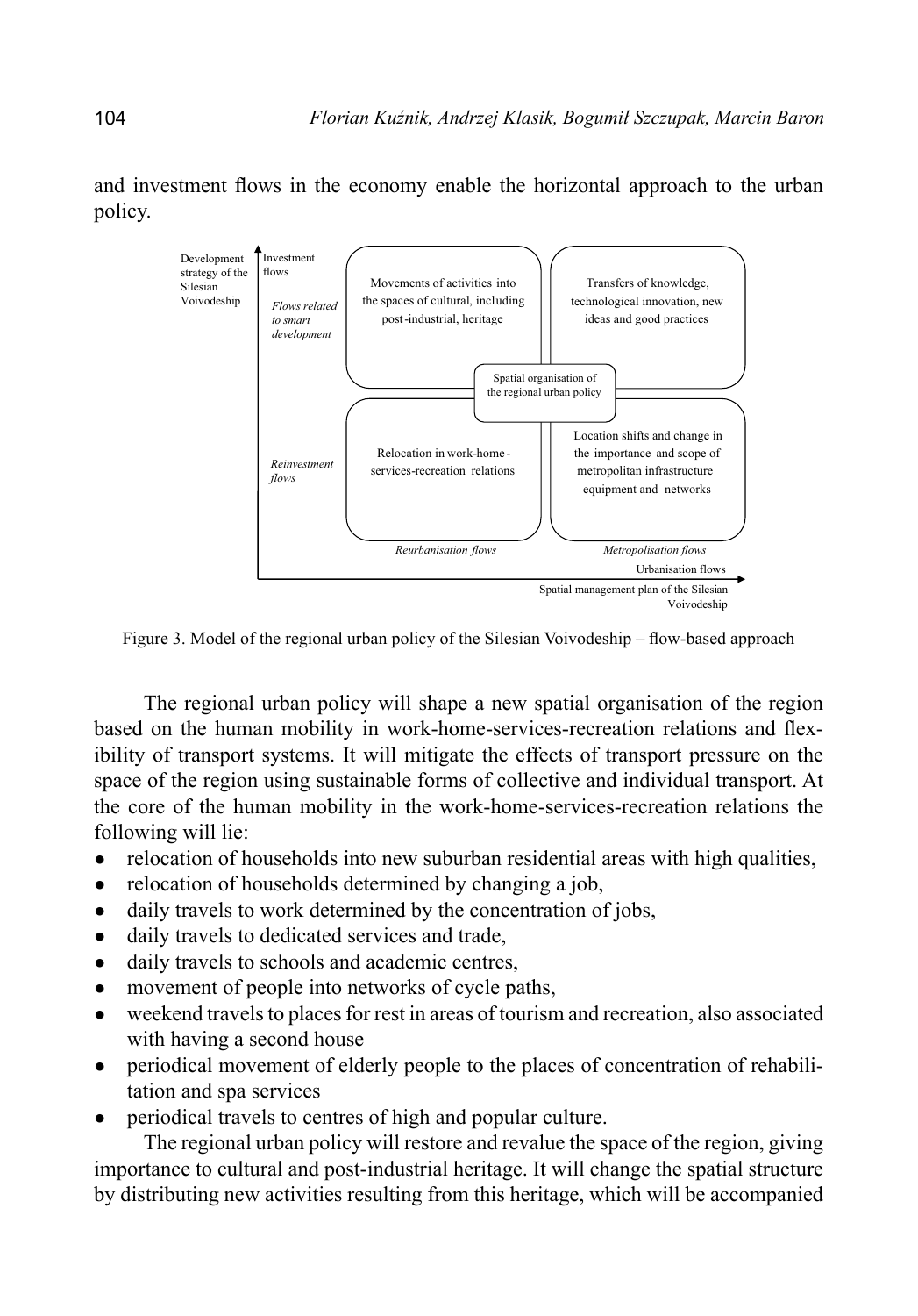and investment flows in the economy enable the horizontal approach to the urban policy.

Development strategy of the Silesian Voivodeship

Investment flows

*Flows related to smart development*

Movements of activities into the spaces of cultural, including post-industrial, heritage

Transfers of knowledge, technological innovation, new ideas and good practices

Spatial organisation of the regional urban policy

*Reinvestment flows*

Relocation in work-home-services-recreation relations

Location shifts and change in the importance and scope of metropolitan infrastructure equipment and networks

*Reurbanisation flows*

*Metropolisation flows*

Urbanisation flows

Spatial management plan of the Silesian Voivodeship

Figure 3. Model of the regional urban policy of the Silesian Voivodeship – flow-based approach

The regional urban policy will shape a new spatial organisation of the region based on the human mobility in work-home-services-recreation relations and flexibility of transport systems. It will mitigate the effects of transport pressure on the space of the region using sustainable forms of collective and individual transport. At the core of the human mobility in the work-home-services-recreation relations the following will lie:

- relocation of households into new suburban residential areas with high qualities,
- relocation of households determined by changing a job,
- daily travels to work determined by the concentration of jobs,
- daily travels to dedicated services and trade,
- daily travels to schools and academic centres,
- movement of people into networks of cycle paths,
- weekend travels to places for rest in areas of tourism and recreation, also associated with having a second house
- periodical movement of elderly people to the places of concentration of rehabilitation and spa services
- periodical travels to centres of high and popular culture.

The regional urban policy will restore and revalue the space of the region, giving importance to cultural and post-industrial heritage. It will change the spatial structure by distributing new activities resulting from this heritage, which will be accompanied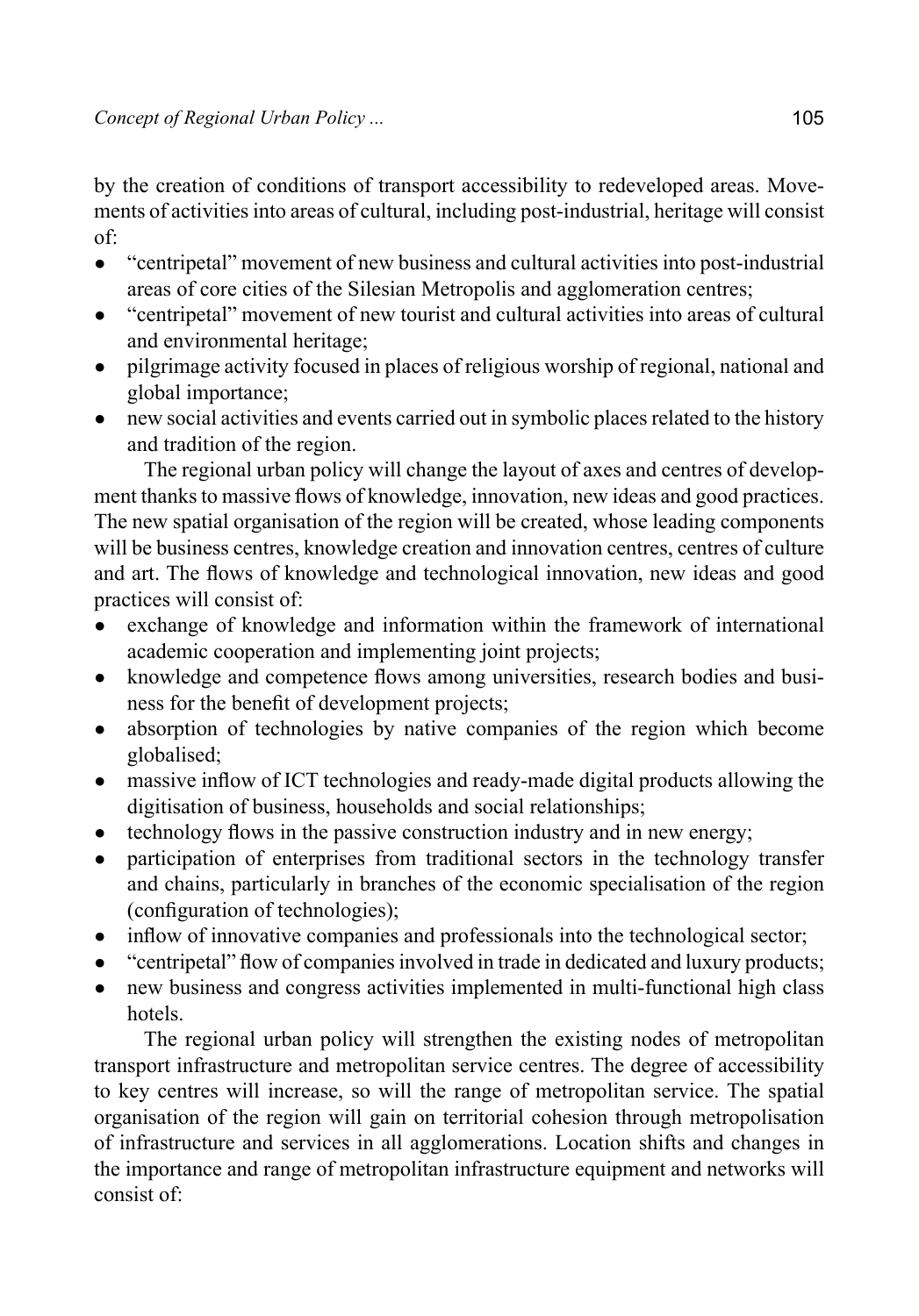by the creation of conditions of transport accessibility to redeveloped areas. Movements of activities into areas of cultural, including post-industrial, heritage will consist of:

- "centripetal" movement of new business and cultural activities into post-industrial areas of core cities of the Silesian Metropolis and agglomeration centres;
- "centripetal" movement of new tourist and cultural activities into areas of cultural and environmental heritage;
- pilgrimage activity focused in places of religious worship of regional, national and global importance;
- new social activities and events carried out in symbolic places related to the history and tradition of the region.

The regional urban policy will change the layout of axes and centres of development thanks to massive flows of knowledge, innovation, new ideas and good practices. The new spatial organisation of the region will be created, whose leading components will be business centres, knowledge creation and innovation centres, centres of culture and art. The flows of knowledge and technological innovation, new ideas and good practices will consist of:

- exchange of knowledge and information within the framework of international academic cooperation and implementing joint projects;
- knowledge and competence flows among universities, research bodies and business for the benefit of development projects;
- absorption of technologies by native companies of the region which become globalised;
- massive inflow of ICT technologies and ready-made digital products allowing the digitisation of business, households and social relationships;
- technology flows in the passive construction industry and in new energy;
- participation of enterprises from traditional sectors in the technology transfer and chains, particularly in branches of the economic specialisation of the region (configuration of technologies);
- inflow of innovative companies and professionals into the technological sector;
- "centripetal" flow of companies involved in trade in dedicated and luxury products;
- new business and congress activities implemented in multi-functional high class hotels.

The regional urban policy will strengthen the existing nodes of metropolitan transport infrastructure and metropolitan service centres. The degree of accessibility to key centres will increase, so will the range of metropolitan service. The spatial organisation of the region will gain on territorial cohesion through metropolisation of infrastructure and services in all agglomerations. Location shifts and changes in the importance and range of metropolitan infrastructure equipment and networks will consist of: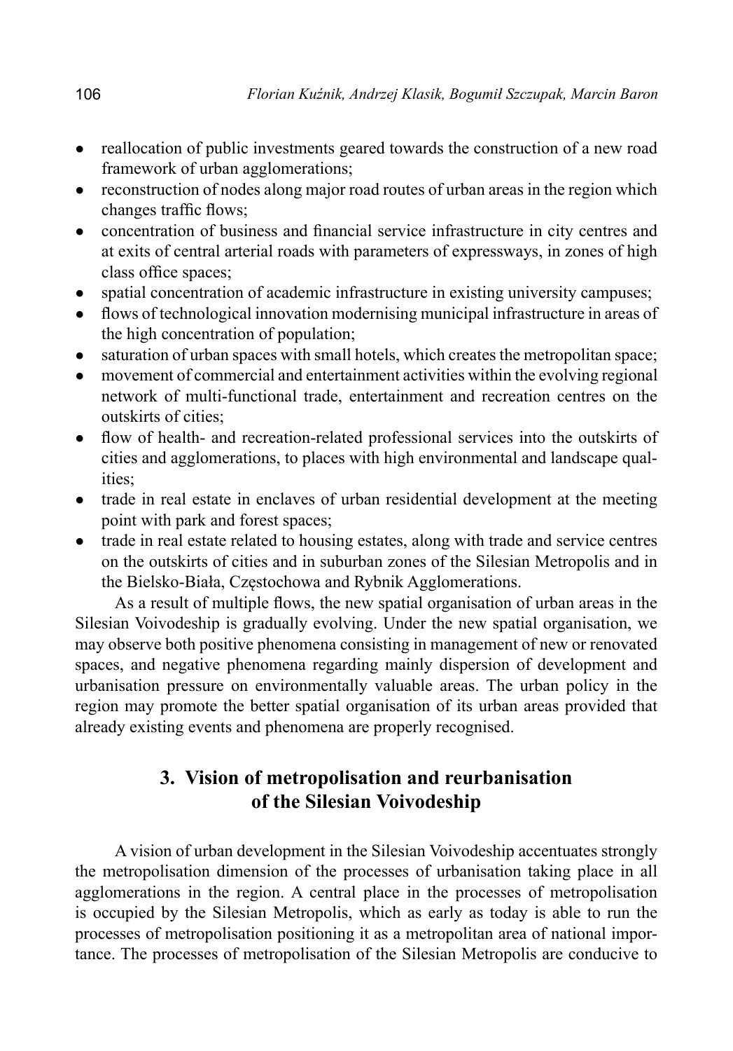- reallocation of public investments geared towards the construction of a new road framework of urban agglomerations;
- reconstruction of nodes along major road routes of urban areas in the region which changes traffic flows;
- concentration of business and financial service infrastructure in city centres and at exits of central arterial roads with parameters of expressways, in zones of high class office spaces;
- spatial concentration of academic infrastructure in existing university campuses;
- flows of technological innovation modernising municipal infrastructure in areas of the high concentration of population;
- saturation of urban spaces with small hotels, which creates the metropolitan space;
- movement of commercial and entertainment activities within the evolving regional network of multi-functional trade, entertainment and recreation centres on the outskirts of cities;
- flow of health- and recreation-related professional services into the outskirts of cities and agglomerations, to places with high environmental and landscape qualities;
- trade in real estate in enclaves of urban residential development at the meeting point with park and forest spaces;
- trade in real estate related to housing estates, along with trade and service centres on the outskirts of cities and in suburban zones of the Silesian Metropolis and in the Bielsko-Biała, Częstochowa and Rybnik Agglomerations.

As a result of multiple flows, the new spatial organisation of urban areas in the Silesian Voivodeship is gradually evolving. Under the new spatial organisation, we may observe both positive phenomena consisting in management of new or renovated spaces, and negative phenomena regarding mainly dispersion of development and urbanisation pressure on environmentally valuable areas. The urban policy in the region may promote the better spatial organisation of its urban areas provided that already existing events and phenomena are properly recognised.

## 3. Vision of metropolisation and reurbanisation of the Silesian Voivodeship

A vision of urban development in the Silesian Voivodeship accentuates strongly the metropolisation dimension of the processes of urbanisation taking place in all agglomerations in the region. A central place in the processes of metropolisation is occupied by the Silesian Metropolis, which as early as today is able to run the processes of metropolisation positioning it as a metropolitan area of national importance. The processes of metropolisation of the Silesian Metropolis are conducive to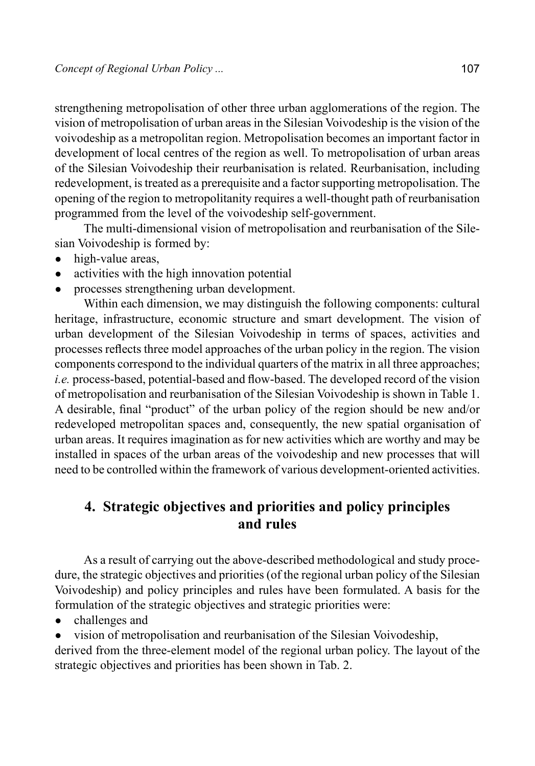strengthening metropolisation of other three urban agglomerations of the region. The vision of metropolisation of urban areas in the Silesian Voivodeship is the vision of the voivodeship as a metropolitan region. Metropolisation becomes an important factor in development of local centres of the region as well. To metropolisation of urban areas of the Silesian Voivodeship their reurbanisation is related. Reurbanisation, including redevelopment, is treated as a prerequisite and a factor supporting metropolisation. The opening of the region to metropolitanity requires a well-thought path of reurbanisation programmed from the level of the voivodeship self-government.

The multi-dimensional vision of metropolisation and reurbanisation of the Silesian Voivodeship is formed by:

- high-value areas,
- activities with the high innovation potential
- processes strengthening urban development.

Within each dimension, we may distinguish the following components: cultural heritage, infrastructure, economic structure and smart development. The vision of urban development of the Silesian Voivodeship in terms of spaces, activities and processes reflects three model approaches of the urban policy in the region. The vision components correspond to the individual quarters of the matrix in all three approaches; *i.e.* process-based, potential-based and flow-based. The developed record of the vision of metropolisation and reurbanisation of the Silesian Voivodeship is shown in Table 1. A desirable, final "product" of the urban policy of the region should be new and/or redeveloped metropolitan spaces and, consequently, the new spatial organisation of urban areas. It requires imagination as for new activities which are worthy and may be installed in spaces of the urban areas of the voivodeship and new processes that will need to be controlled within the framework of various development-oriented activities.

## 4. Strategic objectives and priorities and policy principles and rules

As a result of carrying out the above-described methodological and study procedure, the strategic objectives and priorities (of the regional urban policy of the Silesian Voivodeship) and policy principles and rules have been formulated. A basis for the formulation of the strategic objectives and strategic priorities were:

- challenges and
- vision of metropolisation and reurbanisation of the Silesian Voivodeship,

derived from the three-element model of the regional urban policy. The layout of the strategic objectives and priorities has been shown in Tab. 2.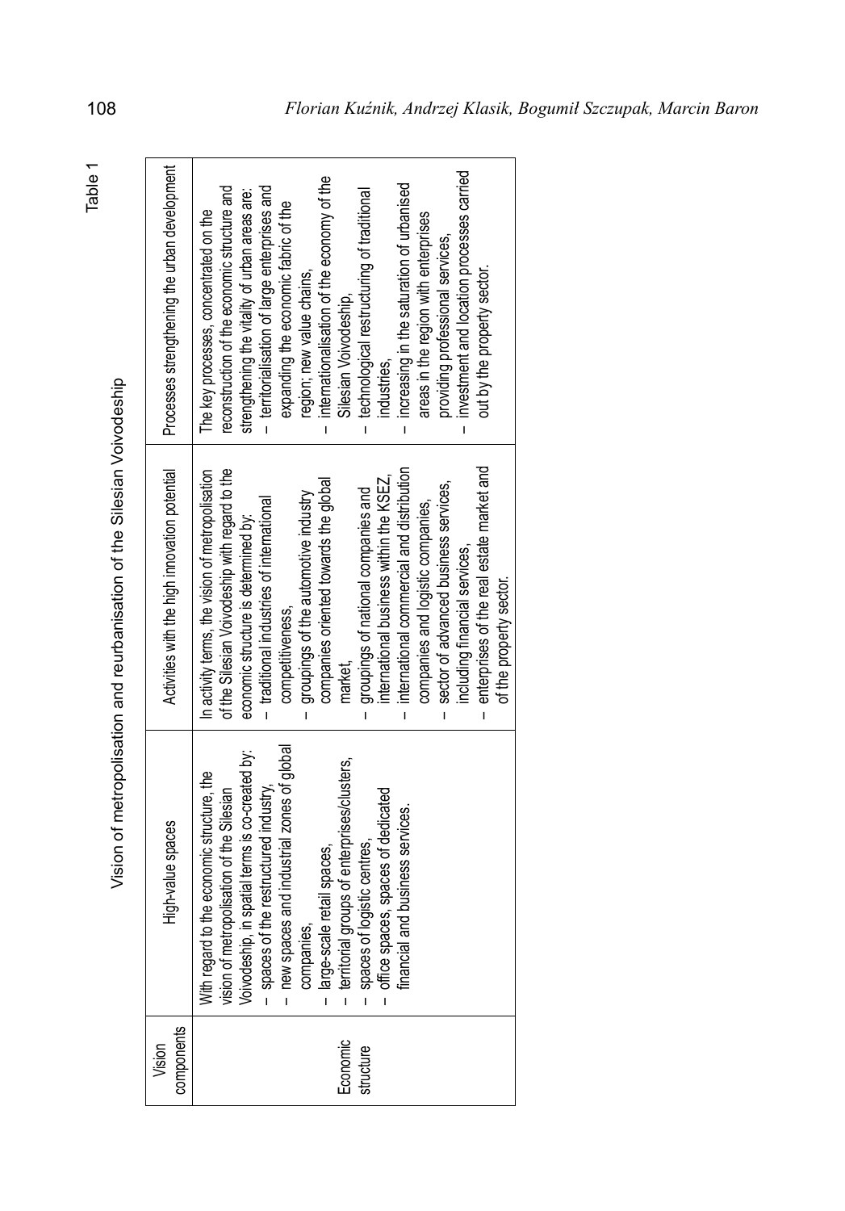Table 1

Vision of metropolisation and reurbanisation of the Silesian Voivodeship

| Vision components | High-value spaces | Activities with the high innovation potential | Processes strengthening the urban development |
|---|---|---|---|
| Economic structure | With regard to the economic structure, the vision of metropolisation of the Silesian Voivodeship, in spatial terms is co-created by:<br>– spaces of the restructured industry,<br>– new spaces and industrial zones of global companies,<br>– large-scale retail spaces,<br>– territorial groups of enterprises/clusters,<br>– spaces of logistic centres,<br>– office spaces, spaces of dedicated financial and business services. | In activity terms, the vision of metropolisation of the Silesian Voivodeship with regard to the economic structure is determined by:<br>– traditional industries of international competitiveness,<br>– groupings of the automotive industry companies oriented towards the global market,<br>– groupings of national companies and international business within the KSEZ,<br>– international commercial and distribution companies and logistic companies,<br>– sector of advanced business services, including financial services,<br>– enterprises of the real estate market and of the property sector. | The key processes, concentrated on the reconstruction of the economic structure and strengthening the vitality of urban areas are:<br>– territorialisation of large enterprises and expanding the economic fabric of the region; new value chains,<br>– internationalisation of the economy of the Silesian Voivodeship,<br>– technological restructuring of traditional industries,<br>– increasing in the saturation of urbanised areas in the region with enterprises providing professional services,<br>– investment and location processes carried out by the property sector. |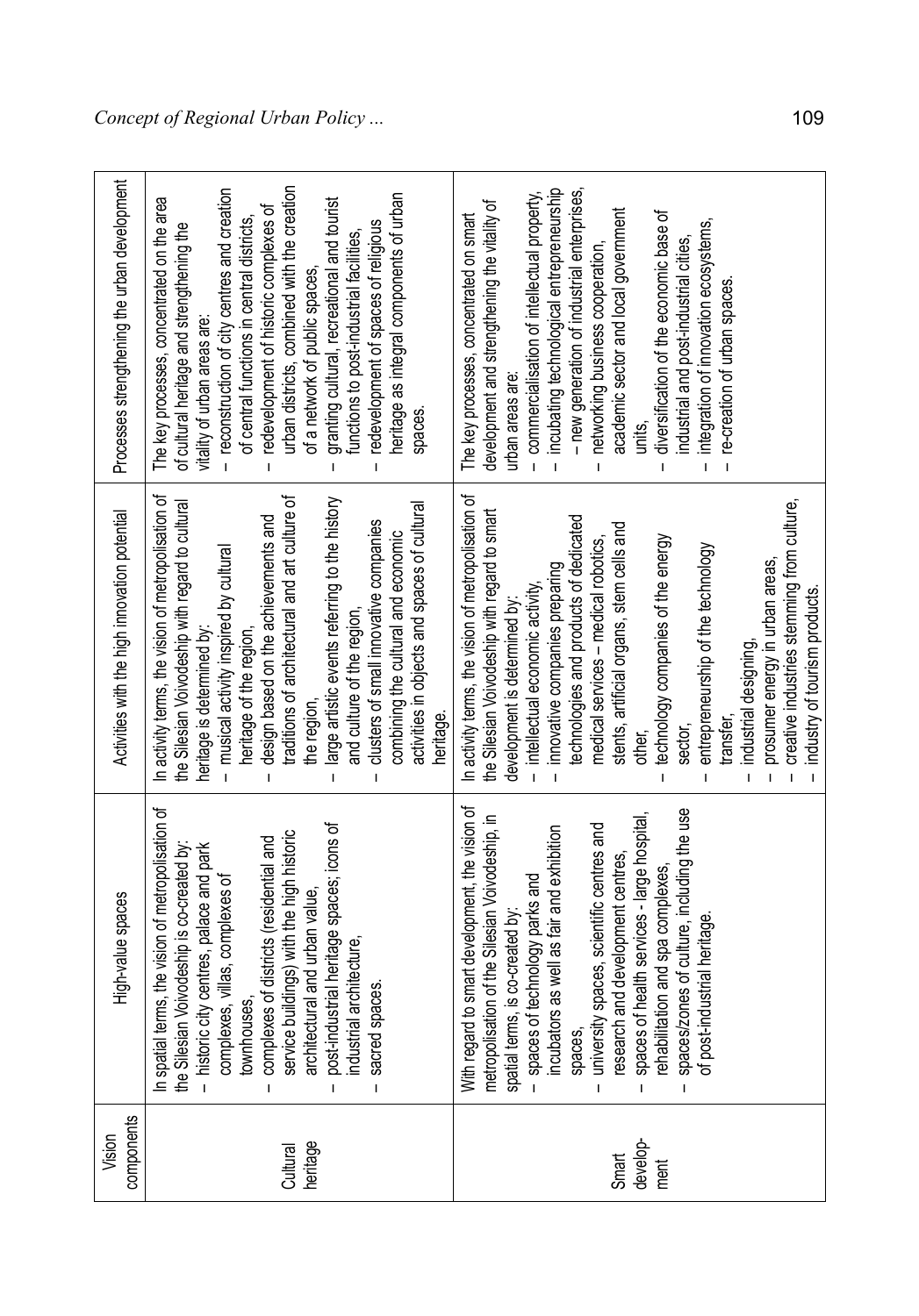| Vision components | High-value spaces | Activities with the high innovation potential | Processes strengthening the urban development |
|---|---|---|---|
| Cultural heritage | In spatial terms, the vision of metropolisation of the Silesian Voivodeship is co-created by:<br>– historic city centres, palace and park complexes, villas, complexes of townhouses,<br>– complexes of districts (residential and service buildings) with the high historic architectural and urban value,<br>– post-industrial heritage spaces; icons of industrial architecture,<br>– sacred spaces. | In activity terms, the vision of metropolisation of the Silesian Voivodeship with regard to cultural heritage is determined by:<br>– musical activity inspired by cultural heritage of the region,<br>– design based on the achievements and traditions of architectural and art culture of the region,<br>– large artistic events referring to the history and culture of the region,<br>– clusters of small innovative companies combining the cultural and economic activities in objects and spaces of cultural heritage. | The key processes, concentrated on the area of cultural heritage and strengthening the vitality of urban areas are:<br>– reconstruction of city centres and creation of central functions in central districts,<br>– redevelopment of historic complexes of urban districts, combined with the creation of a network of public spaces,<br>– granting cultural, recreational and tourist functions to post-industrial facilities,<br>– redevelopment of spaces of religious heritage as integral components of urban spaces. |
| Smart develop-ment | With regard to smart development, the vision of metropolisation of the Silesian Voivodeship, in spatial terms, is co-created by:<br>– spaces of technology parks and incubators as well as fair and exhibition spaces,<br>– university spaces, scientific centres and research and development centres,<br>– spaces of health services - large hospital, rehabilitation and spa complexes,<br>– spaces/zones of culture, including the use of post-industrial heritage. | In activity terms, the vision of metropolisation of the Silesian Voivodeship with regard to smart development is determined by:<br>– intellectual economic activity,<br>– innovative companies preparing technologies and products of dedicated medical services – medical robotics, stents, artificial organs, stem cells and other,<br>– technology companies of the energy sector,<br>– entrepreneurship of the technology transfer,<br>– industrial designing,<br>– prosumer energy in urban areas,<br>– creative industries stemming from culture,<br>– industry of tourism products. | The key processes, concentrated on smart development and strengthening the vitality of urban areas are:<br>– commercialisation of intellectual property,<br>– incubating technological entrepreneurship – new generation of industrial enterprises,<br>– networking business cooperation, academic sector and local government units,<br>– diversification of the economic base of industrial and post-industrial cities,<br>– integration of innovation ecosystems,<br>– re-creation of urban spaces. |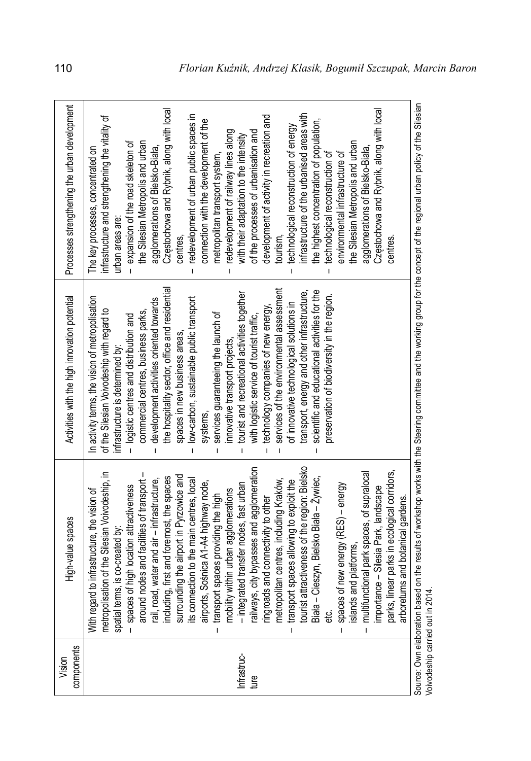| Vision components | High-value spaces | Activities with the high innovation potential | Processes strengthening the urban development |
|---|---|---|---|
| Infrastructure | With regard to infrastructure, the vision of metropolisation of the Silesian Voivodeship, in spatial terms, is co-created by:<br>– spaces of high location attractiveness around nodes and facilities of transport – rail, road, water and air – infrastructure, including, first and foremost, the spaces surrounding the airport in Pyrzowice and its connection to the main centres, local airports, Sośnica A1-A4 highway node,<br>– transport spaces providing the high mobility within urban agglomerations – integrated transfer nodes, fast urban railways, city bypasses and agglomeration ringroads and connectivity to other metropolitan centres, including Kraków, etc.<br>– transport spaces allowing to exploit the tourist attractiveness of the region: Bielsko Biała – Cieszyn, Bielsko Biała – Żywiec, etc.<br>– spaces of new energy (RES) – energy islands and platforms,<br>– multifunctional park spaces, of supralocal importance – Silesia Park, landscape parks, linear parks in ecological corridors, arboretums and botanical gardens. | In activity terms, the vision of metropolisation of the Silesian Voivodeship with regard to infrastructure is determined by:<br>– logistic centres and distribution and commercial centres, business parks,<br>– development activities oriented towards the hospitality sector, office and residential spaces in new business areas,<br>– low-carbon, sustainable public transport systems,<br>– services guaranteeing the launch of innovative transport projects,<br>– tourist and recreational activities together with logistic service of tourist traffic,<br>– technology companies of new energy,<br>– services of the environmental assessment of innovative technological solutions in transport, energy and other infrastructure,<br>– scientific and educational activities for the preservation of biodiversity in the region. | The key processes, concentrated on infrastructure and strengthening the vitality of urban areas are:<br>– expansion of the road skeleton of the Silesian Metropolis and urban agglomerations of Bielsko-Biała, Częstochowa and Rybnik, along with local centres,<br>– redevelopment of urban public spaces in connection with the development of the metropolitan transport system,<br>– redevelopment of railway lines along with their adaptation to the intensity of the processes of urbanisation and development of activity in recreation and tourism,<br>– technological reconstruction of energy infrastructure of the urbanised areas with the highest concentration of population,<br>– technological reconstruction of environmental infrastructure of the Silesian Metropolis and urban agglomerations of Bielsko-Biała, Częstochowa and Rybnik, along with local centres. |

Source: Own elaboration based on the results of workshop works with the Steering committee and the working group for the concept of the regional urban policy of the Silesian Voivodeship carried out in 2014.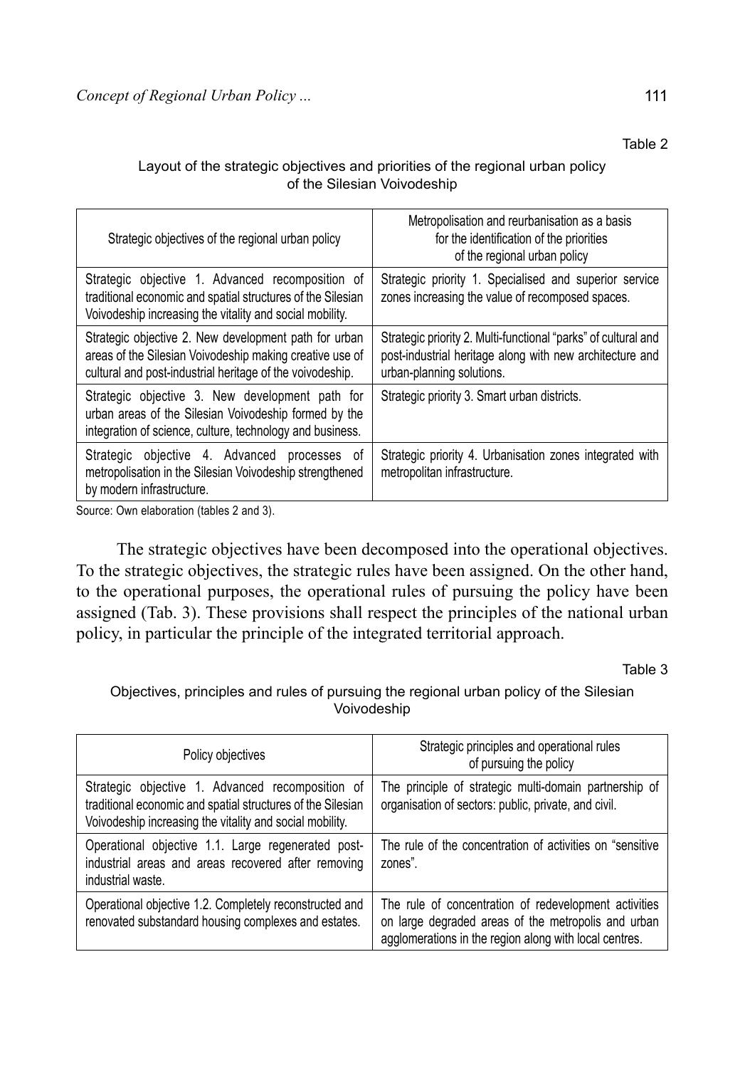Table 2

Layout of the strategic objectives and priorities of the regional urban policy of the Silesian Voivodeship

| Strategic objectives of the regional urban policy | Metropolisation and reurbanisation as a basis for the identification of the priorities of the regional urban policy |
|---|---|
| Strategic objective 1. Advanced recomposition of traditional economic and spatial structures of the Silesian Voivodeship increasing the vitality and social mobility. | Strategic priority 1. Specialised and superior service zones increasing the value of recomposed spaces. |
| Strategic objective 2. New development path for urban areas of the Silesian Voivodeship making creative use of cultural and post-industrial heritage of the voivodeship. | Strategic priority 2. Multi-functional "parks" of cultural and post-industrial heritage along with new architecture and urban-planning solutions. |
| Strategic objective 3. New development path for urban areas of the Silesian Voivodeship formed by the integration of science, culture, technology and business. | Strategic priority 3. Smart urban districts. |
| Strategic objective 4. Advanced processes of metropolisation in the Silesian Voivodeship strengthened by modern infrastructure. | Strategic priority 4. Urbanisation zones integrated with metropolitan infrastructure. |

Source: Own elaboration (tables 2 and 3).

The strategic objectives have been decomposed into the operational objectives. To the strategic objectives, the strategic rules have been assigned. On the other hand, to the operational purposes, the operational rules of pursuing the policy have been assigned (Tab. 3). These provisions shall respect the principles of the national urban policy, in particular the principle of the integrated territorial approach.

Table 3

Objectives, principles and rules of pursuing the regional urban policy of the Silesian Voivodeship

| Policy objectives | Strategic principles and operational rules of pursuing the policy |
|---|---|
| Strategic objective 1. Advanced recomposition of traditional economic and spatial structures of the Silesian Voivodeship increasing the vitality and social mobility. | The principle of strategic multi-domain partnership of organisation of sectors: public, private, and civil. |
| Operational objective 1.1. Large regenerated post-industrial areas and areas recovered after removing industrial waste. | The rule of the concentration of activities on "sensitive zones". |
| Operational objective 1.2. Completely reconstructed and renovated substandard housing complexes and estates. | The rule of concentration of redevelopment activities on large degraded areas of the metropolis and urban agglomerations in the region along with local centres. |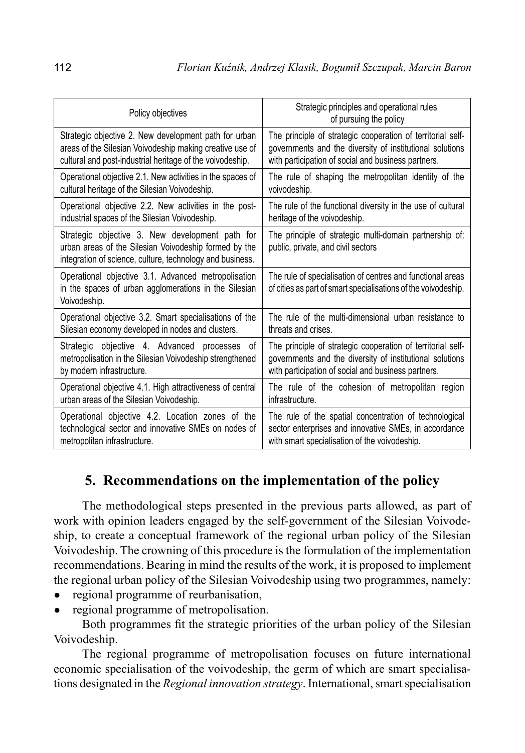| Policy objectives | Strategic principles and operational rules of pursuing the policy |
|---|---|
| Strategic objective 2. New development path for urban areas of the Silesian Voivodeship making creative use of cultural and post-industrial heritage of the voivodeship. | The principle of strategic cooperation of territorial self-governments and the diversity of institutional solutions with participation of social and business partners. |
| Operational objective 2.1. New activities in the spaces of cultural heritage of the Silesian Voivodeship. | The rule of shaping the metropolitan identity of the voivodeship. |
| Operational objective 2.2. New activities in the post-industrial spaces of the Silesian Voivodeship. | The rule of the functional diversity in the use of cultural heritage of the voivodeship. |
| Strategic objective 3. New development path for urban areas of the Silesian Voivodeship formed by the integration of science, culture, technology and business. | The principle of strategic multi-domain partnership of: public, private, and civil sectors |
| Operational objective 3.1. Advanced metropolisation in the spaces of urban agglomerations in the Silesian Voivodeship. | The rule of specialisation of centres and functional areas of cities as part of smart specialisations of the voivodeship. |
| Operational objective 3.2. Smart specialisations of the Silesian economy developed in nodes and clusters. | The rule of the multi-dimensional urban resistance to threats and crises. |
| Strategic objective 4. Advanced processes of metropolisation in the Silesian Voivodeship strengthened by modern infrastructure. | The principle of strategic cooperation of territorial self-governments and the diversity of institutional solutions with participation of social and business partners. |
| Operational objective 4.1. High attractiveness of central urban areas of the Silesian Voivodeship. | The rule of the cohesion of metropolitan region infrastructure. |
| Operational objective 4.2. Location zones of the technological sector and innovative SMEs on nodes of metropolitan infrastructure. | The rule of the spatial concentration of technological sector enterprises and innovative SMEs, in accordance with smart specialisation of the voivodeship. |

## 5. Recommendations on the implementation of the policy

The methodological steps presented in the previous parts allowed, as part of work with opinion leaders engaged by the self-government of the Silesian Voivodeship, to create a conceptual framework of the regional urban policy of the Silesian Voivodeship. The crowning of this procedure is the formulation of the implementation recommendations. Bearing in mind the results of the work, it is proposed to implement the regional urban policy of the Silesian Voivodeship using two programmes, namely:

- regional programme of reurbanisation,
- regional programme of metropolisation.

Both programmes fit the strategic priorities of the urban policy of the Silesian Voivodeship.

The regional programme of metropolisation focuses on future international economic specialisation of the voivodeship, the germ of which are smart specialisations designated in the *Regional innovation strategy*. International, smart specialisation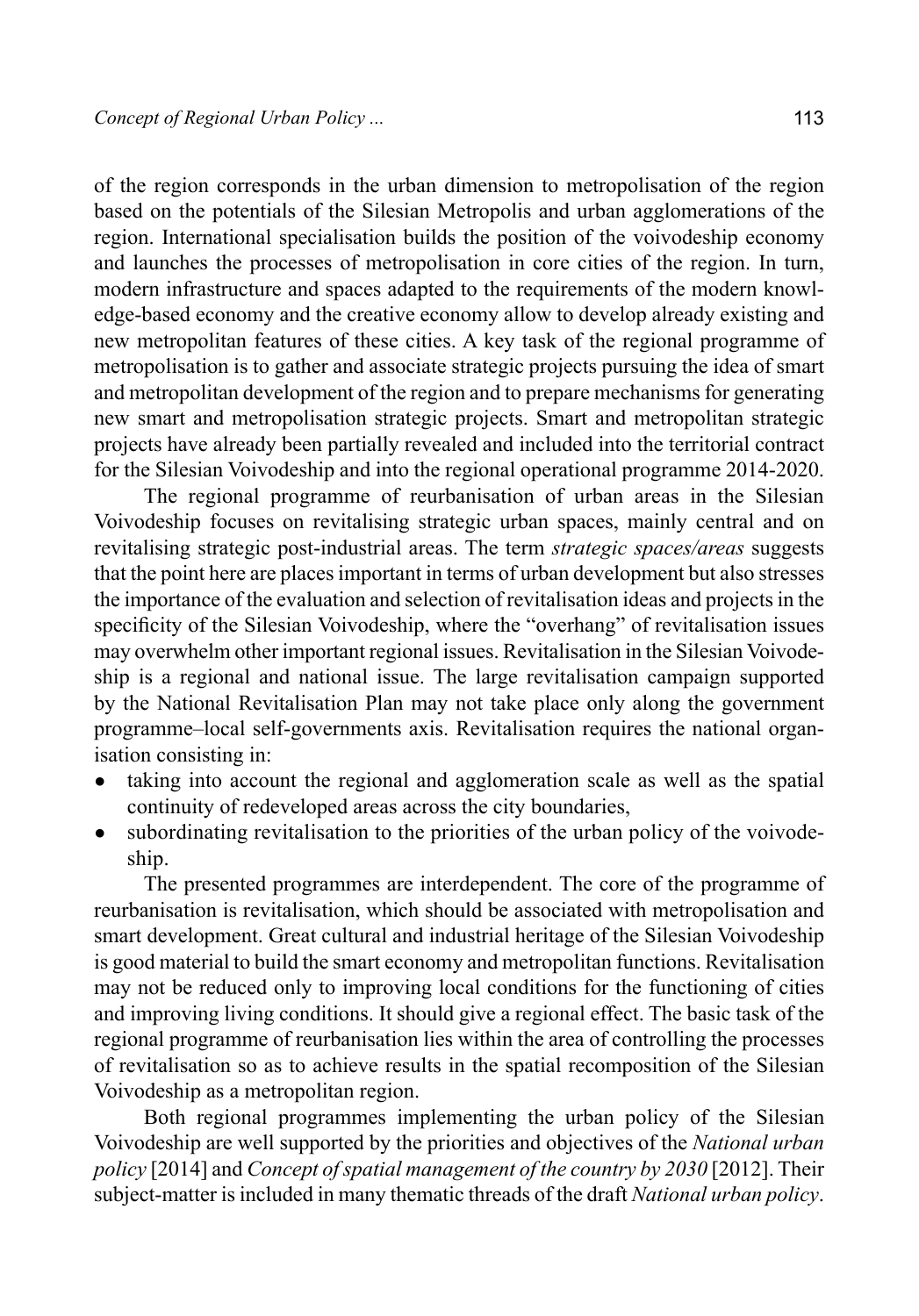of the region corresponds in the urban dimension to metropolisation of the region based on the potentials of the Silesian Metropolis and urban agglomerations of the region. International specialisation builds the position of the voivodeship economy and launches the processes of metropolisation in core cities of the region. In turn, modern infrastructure and spaces adapted to the requirements of the modern knowledge-based economy and the creative economy allow to develop already existing and new metropolitan features of these cities. A key task of the regional programme of metropolisation is to gather and associate strategic projects pursuing the idea of smart and metropolitan development of the region and to prepare mechanisms for generating new smart and metropolisation strategic projects. Smart and metropolitan strategic projects have already been partially revealed and included into the territorial contract for the Silesian Voivodeship and into the regional operational programme 2014-2020.

The regional programme of reurbanisation of urban areas in the Silesian Voivodeship focuses on revitalising strategic urban spaces, mainly central and on revitalising strategic post-industrial areas. The term *strategic spaces/areas* suggests that the point here are places important in terms of urban development but also stresses the importance of the evaluation and selection of revitalisation ideas and projects in the specificity of the Silesian Voivodeship, where the "overhang" of revitalisation issues may overwhelm other important regional issues. Revitalisation in the Silesian Voivodeship is a regional and national issue. The large revitalisation campaign supported by the National Revitalisation Plan may not take place only along the government programme–local self-governments axis. Revitalisation requires the national organisation consisting in:

- taking into account the regional and agglomeration scale as well as the spatial continuity of redeveloped areas across the city boundaries,
- subordinating revitalisation to the priorities of the urban policy of the voivodeship.

The presented programmes are interdependent. The core of the programme of reurbanisation is revitalisation, which should be associated with metropolisation and smart development. Great cultural and industrial heritage of the Silesian Voivodeship is good material to build the smart economy and metropolitan functions. Revitalisation may not be reduced only to improving local conditions for the functioning of cities and improving living conditions. It should give a regional effect. The basic task of the regional programme of reurbanisation lies within the area of controlling the processes of revitalisation so as to achieve results in the spatial recomposition of the Silesian Voivodeship as a metropolitan region.

Both regional programmes implementing the urban policy of the Silesian Voivodeship are well supported by the priorities and objectives of the *National urban policy* [2014] and *Concept of spatial management of the country by 2030* [2012]. Their subject-matter is included in many thematic threads of the draft *National urban policy*.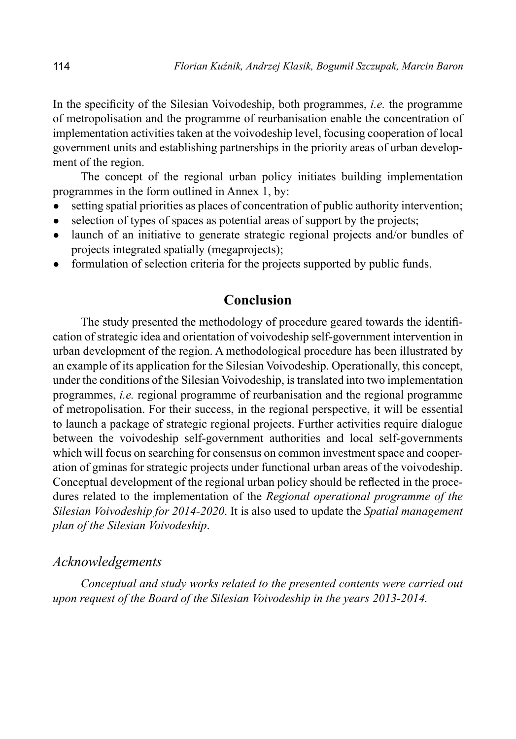In the specificity of the Silesian Voivodeship, both programmes, *i.e.* the programme of metropolisation and the programme of reurbanisation enable the concentration of implementation activities taken at the voivodeship level, focusing cooperation of local government units and establishing partnerships in the priority areas of urban development of the region.

The concept of the regional urban policy initiates building implementation programmes in the form outlined in Annex 1, by:

- setting spatial priorities as places of concentration of public authority intervention;
- selection of types of spaces as potential areas of support by the projects;
- launch of an initiative to generate strategic regional projects and/or bundles of projects integrated spatially (megaprojects);
- formulation of selection criteria for the projects supported by public funds.

## Conclusion

The study presented the methodology of procedure geared towards the identification of strategic idea and orientation of voivodeship self-government intervention in urban development of the region. A methodological procedure has been illustrated by an example of its application for the Silesian Voivodeship. Operationally, this concept, under the conditions of the Silesian Voivodeship, is translated into two implementation programmes, *i.e.* regional programme of reurbanisation and the regional programme of metropolisation. For their success, in the regional perspective, it will be essential to launch a package of strategic regional projects. Further activities require dialogue between the voivodeship self-government authorities and local self-governments which will focus on searching for consensus on common investment space and cooperation of gminas for strategic projects under functional urban areas of the voivodeship. Conceptual development of the regional urban policy should be reflected in the procedures related to the implementation of the *Regional operational programme of the Silesian Voivodeship for 2014-2020*. It is also used to update the *Spatial management plan of the Silesian Voivodeship*.

### *Acknowledgements*

*Conceptual and study works related to the presented contents were carried out upon request of the Board of the Silesian Voivodeship in the years 2013-2014.*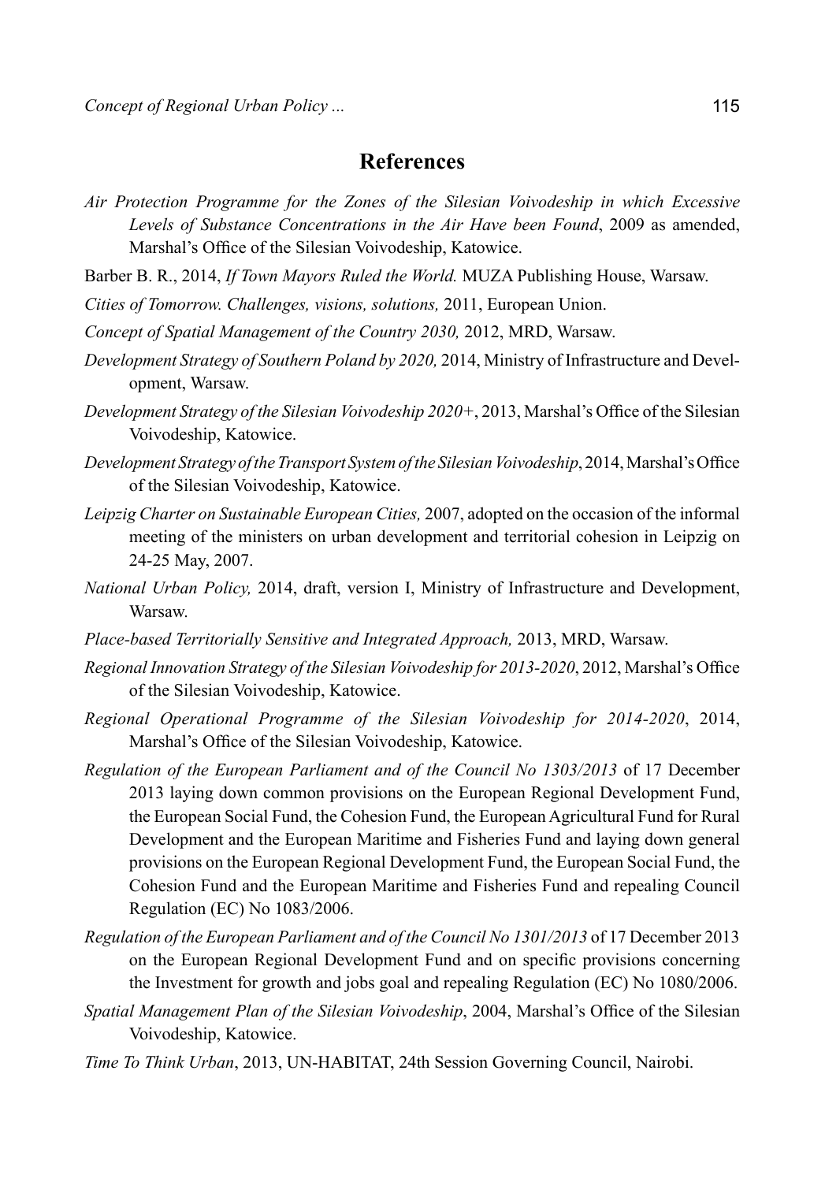## References

*Air Protection Programme for the Zones of the Silesian Voivodeship in which Excessive Levels of Substance Concentrations in the Air Have been Found*, 2009 as amended, Marshal's Office of the Silesian Voivodeship, Katowice.

Barber B. R., 2014, *If Town Mayors Ruled the World.* MUZA Publishing House, Warsaw.

*Cities of Tomorrow. Challenges, visions, solutions,* 2011, European Union.

*Concept of Spatial Management of the Country 2030,* 2012, MRD, Warsaw.

*Development Strategy of Southern Poland by 2020,* 2014, Ministry of Infrastructure and Development, Warsaw.

*Development Strategy of the Silesian Voivodeship 2020+*, 2013, Marshal's Office of the Silesian Voivodeship, Katowice.

*Development Strategy of the Transport System of the Silesian Voivodeship*, 2014, Marshal's Office of the Silesian Voivodeship, Katowice.

*Leipzig Charter on Sustainable European Cities,* 2007, adopted on the occasion of the informal meeting of the ministers on urban development and territorial cohesion in Leipzig on 24-25 May, 2007.

*National Urban Policy,* 2014, draft, version I, Ministry of Infrastructure and Development, Warsaw.

*Place-based Territorially Sensitive and Integrated Approach,* 2013, MRD, Warsaw.

*Regional Innovation Strategy of the Silesian Voivodeship for 2013-2020*, 2012, Marshal's Office of the Silesian Voivodeship, Katowice.

*Regional Operational Programme of the Silesian Voivodeship for 2014-2020*, 2014, Marshal's Office of the Silesian Voivodeship, Katowice.

*Regulation of the European Parliament and of the Council No 1303/2013* of 17 December 2013 laying down common provisions on the European Regional Development Fund, the European Social Fund, the Cohesion Fund, the European Agricultural Fund for Rural Development and the European Maritime and Fisheries Fund and laying down general provisions on the European Regional Development Fund, the European Social Fund, the Cohesion Fund and the European Maritime and Fisheries Fund and repealing Council Regulation (EC) No 1083/2006.

*Regulation of the European Parliament and of the Council No 1301/2013* of 17 December 2013 on the European Regional Development Fund and on specific provisions concerning the Investment for growth and jobs goal and repealing Regulation (EC) No 1080/2006.

*Spatial Management Plan of the Silesian Voivodeship*, 2004, Marshal's Office of the Silesian Voivodeship, Katowice.

*Time To Think Urban*, 2013, UN-HABITAT, 24th Session Governing Council, Nairobi.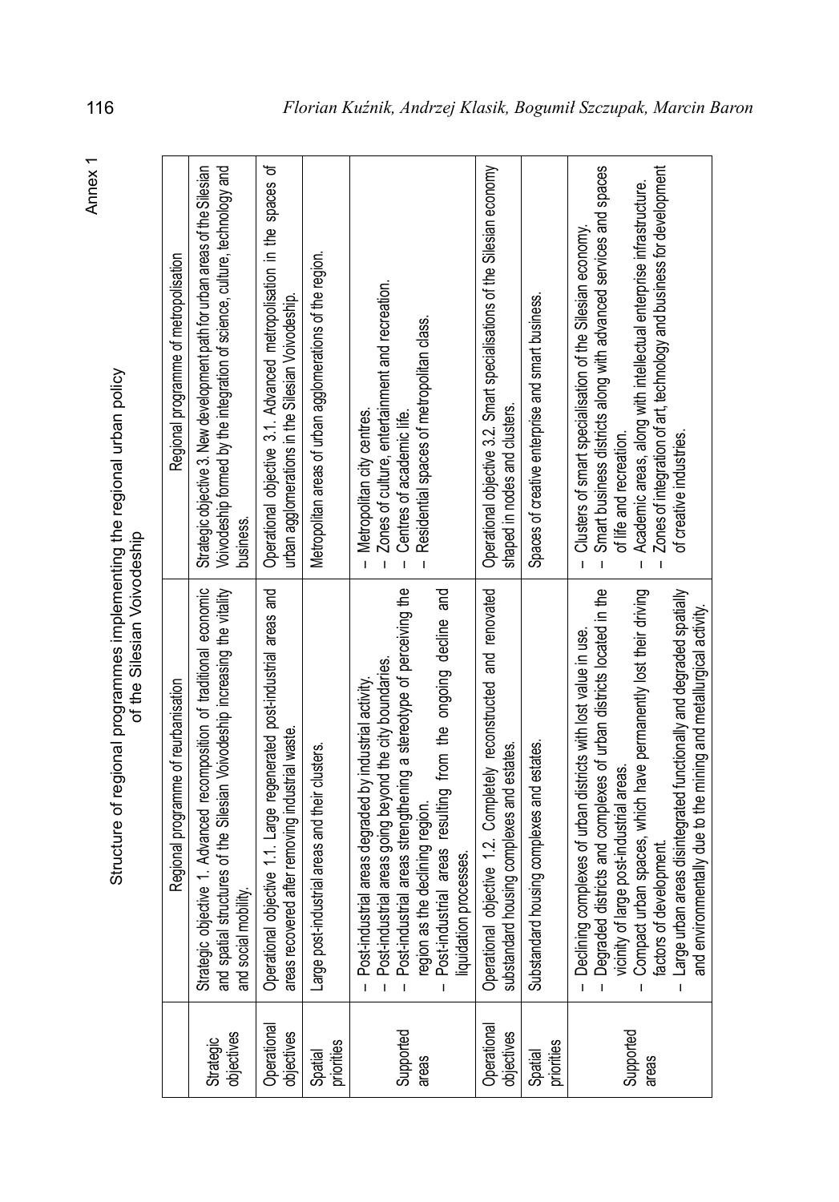Annex 1

Structure of regional programmes implementing the regional urban policy of the Silesian Voivodeship

| | Regional programme of reurbanisation | Regional programme of metropolisation |
|---|---|---|
| Strategic objectives | Strategic objective 1. Advanced recomposition of traditional economic and spatial structures of the Silesian Voivodeship increasing the vitality and social mobility. | Strategic objective 3. New development path for urban areas of the Silesian Voivodeship formed by the integration of science, culture, technology and business. |
| Operational objectives | Operational objective 1.1. Large regenerated post-industrial areas and areas recovered after removing industrial waste. | Operational objective 3.1. Advanced metropolisation in the spaces of urban agglomerations in the Silesian Voivodeship. |
| Spatial priorities | Large post-industrial areas and their clusters. | Metropolitan areas of urban agglomerations of the region. |
| Supported areas | – Post-industrial areas degraded by industrial activity.<br>– Post-industrial areas going beyond the city boundaries.<br>– Post-industrial areas strengthening a stereotype of perceiving the region as the declining region.<br>– Post-industrial areas resulting from the ongoing decline and liquidation processes. | – Metropolitan city centres.<br>– Zones of culture, entertainment and recreation.<br>– Centres of academic life.<br>– Residential spaces of metropolitan class. |
| Operational objectives | Operational objective 1.2. Completely reconstructed and renovated substandard housing complexes and estates. | Operational objective 3.2. Smart specialisations of the Silesian economy shaped in nodes and clusters. |
| Spatial priorities | Substandard housing complexes and estates. | Spaces of creative enterprise and smart business. |
| Supported areas | – Declining complexes of urban districts with lost value in use.<br>– Degraded districts and complexes of urban districts located in the vicinity of large post-industrial areas.<br>– Compact urban spaces, which have permanently lost their driving factors of development.<br>– Large urban areas disintegrated functionally and degraded spatially and environmentally due to the mining and metallurgical activity. | – Clusters of smart specialisation of the Silesian economy.<br>– Smart business districts along with advanced services and spaces of life and recreation.<br>– Academic areas, along with intellectual enterprise infrastructure.<br>– Zones of integration of art, technology and business for development of creative industries. |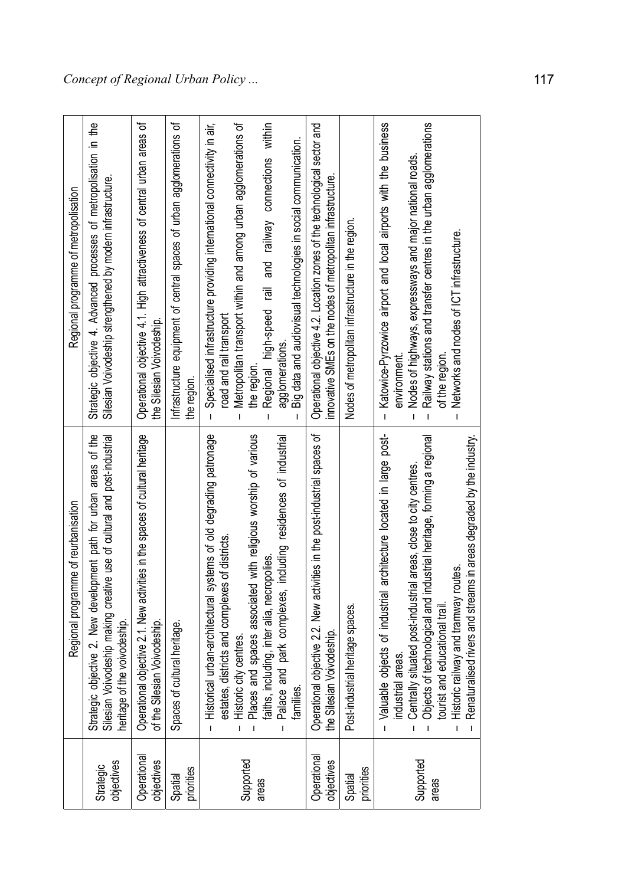|  | Regional programme of reurbanisation | Regional programme of metropolisation |
|---|---|---|
| Strategic objectives | Strategic objective 2. New development path for urban areas of the Silesian Voivodeship making creative use of cultural and post-industrial heritage of the voivodeship. | Strategic objective 4. Advanced processes of metropolisation in the Silesian Voivodeship strengthened by modern infrastructure. |
| Operational objectives | Operational objective 2.1. New activities in the spaces of cultural heritage of the Silesian Voivodeship. | Operational objective 4.1. High attractiveness of central urban areas of the Silesian Voivodeship. |
| Spatial priorities | Spaces of cultural heritage. | Infrastructure equipment of central spaces of urban agglomerations of the region. |
| Supported areas | – Historical urban-architectural systems of old degrading patronage estates, districts and complexes of districts.<br>– Historic city centres.<br>– Places and spaces associated with religious worship of various faiths, including, inter alia, necropolies.<br>– Palace and park complexes, including residences of industrial families. | – Specialised infrastructure providing international connectivity in air, road and rail transport<br>– Metropolitan transport within and among urban agglomerations of the region.<br>– Regional high-speed rail and railway connections within agglomerations.<br>– Big data and audiovisual technologies in social communication. |
| Operational objectives | Operational objective 2.2. New activities in the post-industrial spaces of the Silesian Voivodeship. | Operational objective 4.2. Location zones of the technological sector and innovative SMEs on the nodes of metropolitan infrastructure. |
| Spatial priorities | Post-industrial heritage spaces. | Nodes of metropolitan infrastructure in the region. |
| Supported areas | – Valuable objects of industrial architecture located in large post-industrial areas.<br>– Centrally situated post-industrial areas, close to city centres.<br>– Objects of technological and industrial heritage, forming a regional tourist and educational trail.<br>– Historic railway and tramway routes.<br>– Renaturalised rivers and streams in areas degraded by the industry. | – Katowice-Pyrzowice airport and local airports with the business environment.<br>– Nodes of highways, expressways and major national roads.<br>– Railway stations and transfer centres in the urban agglomerations of the region.<br>– Networks and nodes of ICT infrastructure. |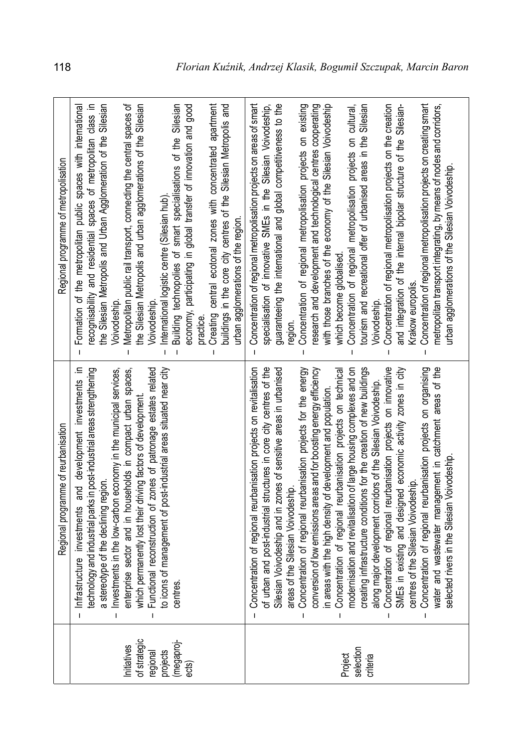| | Regional programme of reurbanisation | Regional programme of metropolisation |
|---|---|---|
| Initiatives of strategic regional projects (megaprojects) | – Infrastructure investments and development investments in technology and industrial parks in post-industrial areas strengthening a stereotype of the declining region.<br>– Investments in the low-carbon economy in the municipal services, enterprise sector and in households in compact urban spaces, which permanently lost their driving factors of development.<br>– Functional reconstruction of zones of patronage estates related to icons of management of post-industrial areas situated near city centres. | – Formation of the metropolitan public spaces with international recognisability and residential spaces of metropolitan class in the Silesian Metropolis and Urban Agglomeration of the Silesian Voivodeship.<br>– Metropolitan public rail transport, connecting the central spaces of the Silesian Metropolis and urban agglomerations of the Silesian Voivodeship.<br>– International logistic centre (Silesian hub).<br>– Building technopolies of smart specialisations of the Silesian economy, participating in global transfer of innovation and good practice.<br>– Creating central ecotonal zones with concentrated apartment buildings in the core city centres of the Silesian Metropolis and urban agglomerations of the region. |
| Project selection criteria | – Concentration of regional reurbanisation projects on revitalisation of urban and post-industrial structures in core city centres of the Silesian Voivodeship and in zones of sensitive areas in urbanised areas of the Silesian Voivodeship.<br>– Concentration of regional reurbanisation projects for the energy conversion of low emissions areas and for boosting energy efficiency in areas with the high density of development and population.<br>– Concentration of regional reurbanisation projects on technical modernisation and revitalisation of large housing complexes and on creating infrastructure conditions for the creation of new buildings along major development corridors of the Silesian Voivodeship.<br>– Concentration of regional reurbanisation projects on innovative SMEs in existing and designed economic activity zones in city centres of the Silesian Voivodeship.<br>– Concentration of regional reurbanisation projects on organising water and wastewater management in catchment areas of the selected rivers in the Silesian Voivodeship. | – Concentration of regional metropolisation projects on areas of smart specialisation of innovative SMEs in the Silesian Voivodeship, guaranteeing the international and global competitiveness to the region.<br>– Concentration of regional metropolisation projects on existing research and development and technological centres cooperating with those branches of the economy of the Silesian Voivodeship which become globalised.<br>– Concentration of regional metropolisation projects on cultural, tourism and recreational offer of urbanised areas in the Silesian Voivodeship.<br>– Concentration of regional metropolisation projects on the creation and integration of the internal bipolar structure of the Silesian-Krakow europolis.<br>– Concentration of regional metropolisation projects on creating smart metropolitan transport integrating, by means of nodes and corridors, urban agglomerations of the Silesian Voivodeship. |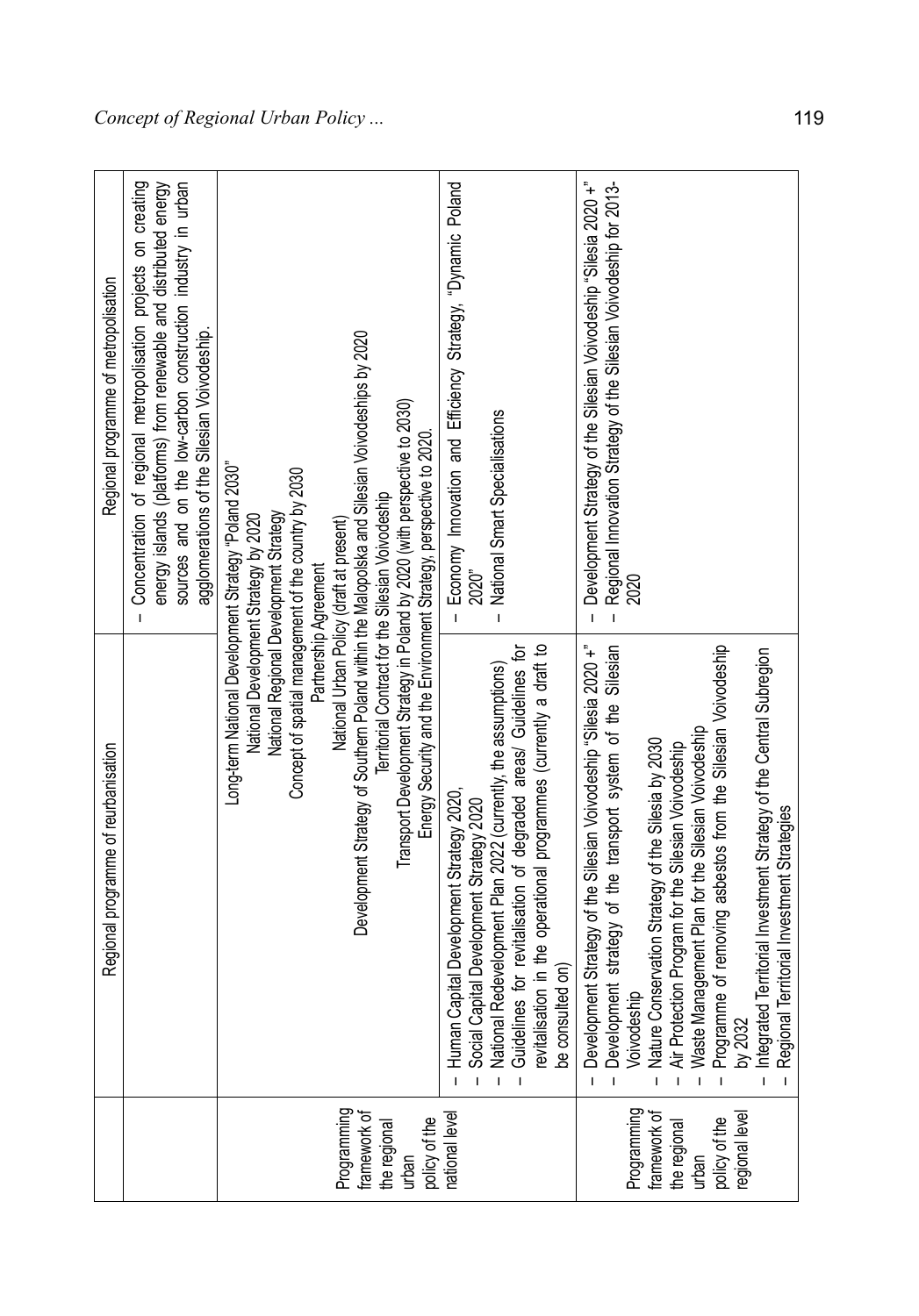| | Regional programme of reurbanisation | Regional programme of metropolisation |
|---|---|---|
| | | – Concentration of regional metropolisation projects on creating energy islands (platforms) from renewable and distributed energy sources and on the low-carbon construction industry in urban agglomerations of the Silesian Voivodeship. |
| Programming framework of the regional urban policy of the national level | Long-term National Development Strategy "Poland 2030"<br>National Development Strategy by 2020<br>National Regional Development Strategy<br>Concept of spatial management of the country by 2030<br>Partnership Agreement<br>National Urban Policy (draft at present)<br>Development Strategy of Southern Poland within the Malopolska and Silesian Voivodeships by 2020<br>Territorial Contract for the Silesian Voivodeship<br>Transport Development Strategy in Poland by 2020 (with perspective to 2030)<br>Energy Security and the Environment Strategy, perspective to 2020. | |
| | – Human Capital Development Strategy 2020,<br>– Social Capital Development Strategy 2020<br>– National Redevelopment Plan 2022 (currently, the assumptions)<br>– Guidelines for revitalisation of degraded areas/ Guidelines for revitalisation in the operational programmes (currently a draft to be consulted on) | – Economy Innovation and Efficiency Strategy, "Dynamic Poland 2020"<br>– National Smart Specialisations |
| Programming framework of the regional urban policy of the regional level | – Development Strategy of the Silesian Voivodeship "Silesia 2020 +"<br>– Development strategy of the transport system of the Silesian Voivodeship<br>– Nature Conservation Strategy of the Silesia by 2030<br>– Air Protection Program for the Silesian Voivodeship<br>– Waste Management Plan for the Silesian Voivodeship<br>– Programme of removing asbestos from the Silesian Voivodeship by 2032<br>– Integrated Territorial Investment Strategy of the Central Subregion<br>– Regional Territorial Investment Strategies | – Development Strategy of the Silesian Voivodeship "Silesia 2020 +"<br>– Regional Innovation Strategy of the Silesian Voivodeship for 2013-2020 |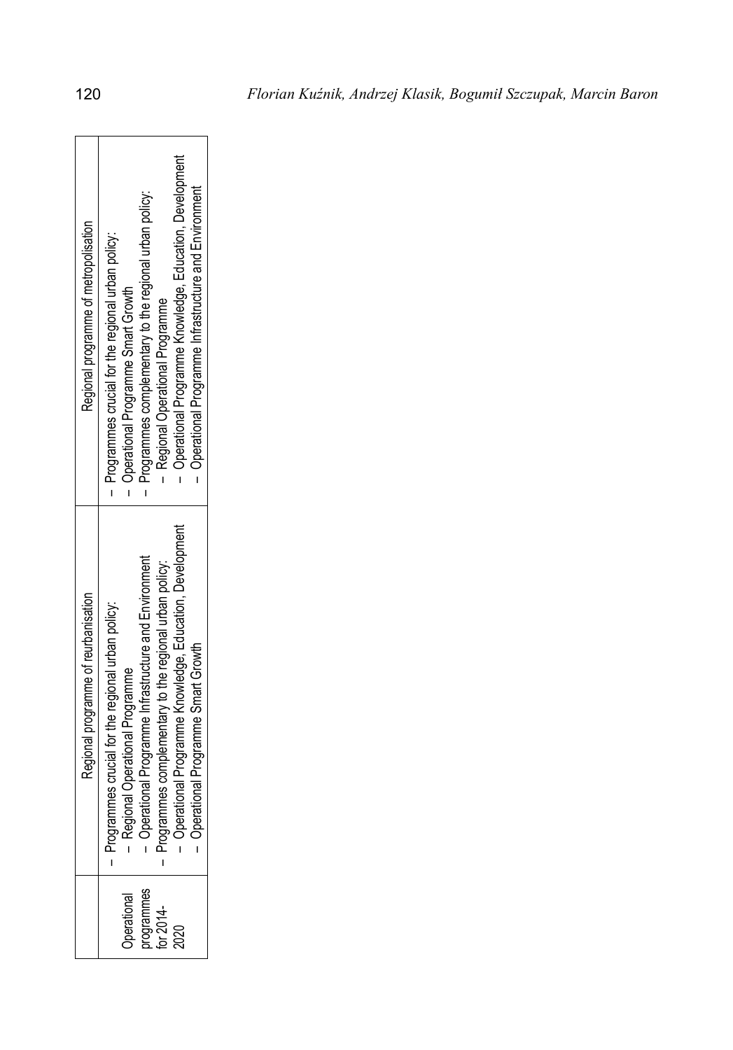| | Regional programme of reurbanisation | Regional programme of metropolisation |
|---|---|---|
| Operational programmes for 2014-2020 | – Programmes crucial for the regional urban policy:<br>– Regional Operational Programme<br>– Operational Programme Infrastructure and Environment<br>– Programmes complementary to the regional urban policy:<br>– Operational Programme Knowledge, Education, Development<br>– Operational Programme Smart Growth | – Programmes crucial for the regional urban policy:<br>– Operational Programme Smart Growth<br>– Programmes complementary to the regional urban policy:<br>– Regional Operational Programme<br>– Operational Programme Knowledge, Education, Development<br>– Operational Programme Infrastructure and Environment |